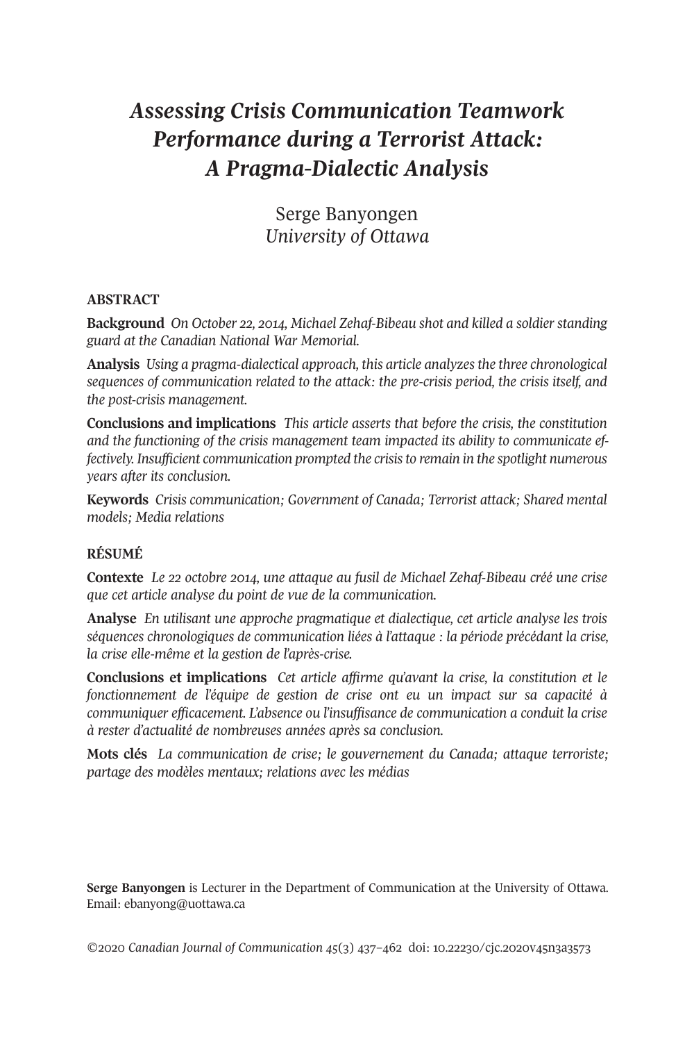# *Assessing Crisis Communication Teamwork Performance during a Terrorist Attack: A Pragma-Dialectic Analysis*

Serge Banyongen
*University of Ottawa*

## ABSTRACT

**Background** *On October 22, 2014, Michael Zehaf-Bibeau shot and killed a soldier standing guard at the Canadian National War Memorial.*

**Analysis** *Using a pragma-dialectical approach, this article analyzes the three chronological sequences of communication related to the attack: the pre-crisis period, the crisis itself, and the post-crisis management.*

**Conclusions and implications** *This article asserts that before the crisis, the constitution and the functioning of the crisis management team impacted its ability to communicate effectively. Insufficient communication prompted the crisis to remain in the spotlight numerous years after its conclusion.*

**Keywords** *Crisis communication; Government of Canada; Terrorist attack; Shared mental models; Media relations*

## RÉSUMÉ

**Contexte** *Le 22 octobre 2014, une attaque au fusil de Michael Zehaf-Bibeau créé une crise que cet article analyse du point de vue de la communication.*

**Analyse** *En utilisant une approche pragmatique et dialectique, cet article analyse les trois séquences chronologiques de communication liées à l'attaque : la période précédant la crise, la crise elle-même et la gestion de l'après-crise.*

**Conclusions et implications** *Cet article affirme qu'avant la crise, la constitution et le fonctionnement de l'équipe de gestion de crise ont eu un impact sur sa capacité à communiquer efficacement. L'absence ou l'insuffisance de communication a conduit la crise à rester d'actualité de nombreuses années après sa conclusion.*

**Mots clés** *La communication de crise; le gouvernement du Canada; attaque terroriste; partage des modèles mentaux; relations avec les médias*

**Serge Banyongen** is Lecturer in the Department of Communication at the University of Ottawa. Email: ebanyong@uottawa.ca

©2020 *Canadian Journal of Communication 45*(3) 437–462 doi: 10.22230/cjc.2020v45n3a3573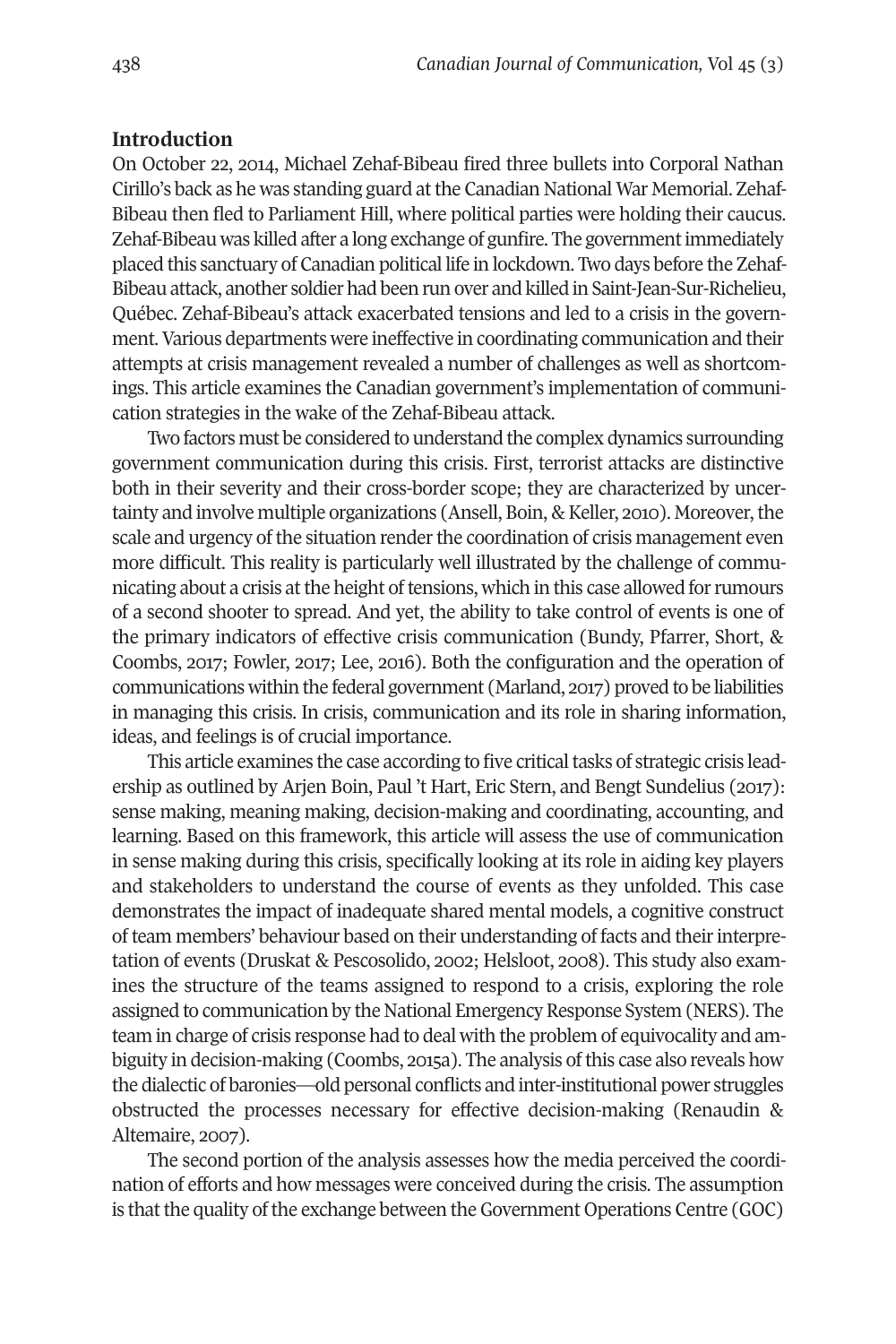## Introduction

On October 22, 2014, Michael Zehaf-Bibeau fired three bullets into Corporal Nathan Cirillo's back as he was standing guard at the Canadian National War Memorial. Zehaf-Bibeau then fled to Parliament Hill, where political parties were holding their caucus. Zehaf-Bibeau was killed after a long exchange of gunfire. The government immediately placed this sanctuary of Canadian political life in lockdown. Two days before the Zehaf-Bibeau attack, another soldier had been run over and killed in Saint-Jean-Sur-Richelieu, Québec. Zehaf-Bibeau's attack exacerbated tensions and led to a crisis in the government. Various departments were ineffective in coordinating communication and their attempts at crisis management revealed a number of challenges as well as shortcomings. This article examines the Canadian government's implementation of communication strategies in the wake of the Zehaf-Bibeau attack.

Two factors must be considered to understand the complex dynamics surrounding government communication during this crisis. First, terrorist attacks are distinctive both in their severity and their cross-border scope; they are characterized by uncertainty and involve multiple organizations (Ansell, Boin, & Keller, 2010). Moreover, the scale and urgency of the situation render the coordination of crisis management even more difficult. This reality is particularly well illustrated by the challenge of communicating about a crisis at the height of tensions, which in this case allowed for rumours of a second shooter to spread. And yet, the ability to take control of events is one of the primary indicators of effective crisis communication (Bundy, Pfarrer, Short, & Coombs, 2017; Fowler, 2017; Lee, 2016). Both the configuration and the operation of communications within the federal government (Marland, 2017) proved to be liabilities in managing this crisis. In crisis, communication and its role in sharing information, ideas, and feelings is of crucial importance.

This article examines the case according to five critical tasks of strategic crisis leadership as outlined by Arjen Boin, Paul 't Hart, Eric Stern, and Bengt Sundelius (2017): sense making, meaning making, decision-making and coordinating, accounting, and learning. Based on this framework, this article will assess the use of communication in sense making during this crisis, specifically looking at its role in aiding key players and stakeholders to understand the course of events as they unfolded. This case demonstrates the impact of inadequate shared mental models, a cognitive construct of team members' behaviour based on their understanding of facts and their interpretation of events (Druskat & Pescosolido, 2002; Helsloot, 2008). This study also examines the structure of the teams assigned to respond to a crisis, exploring the role assigned to communication by the National Emergency Response System (NERS). The team in charge of crisis response had to deal with the problem of equivocality and ambiguity in decision-making (Coombs, 2015a). The analysis of this case also reveals how the dialectic of baronies—old personal conflicts and inter-institutional power struggles obstructed the processes necessary for effective decision-making (Renaudin & Altemaire, 2007).

The second portion of the analysis assesses how the media perceived the coordination of efforts and how messages were conceived during the crisis. The assumption is that the quality of the exchange between the Government Operations Centre (GOC)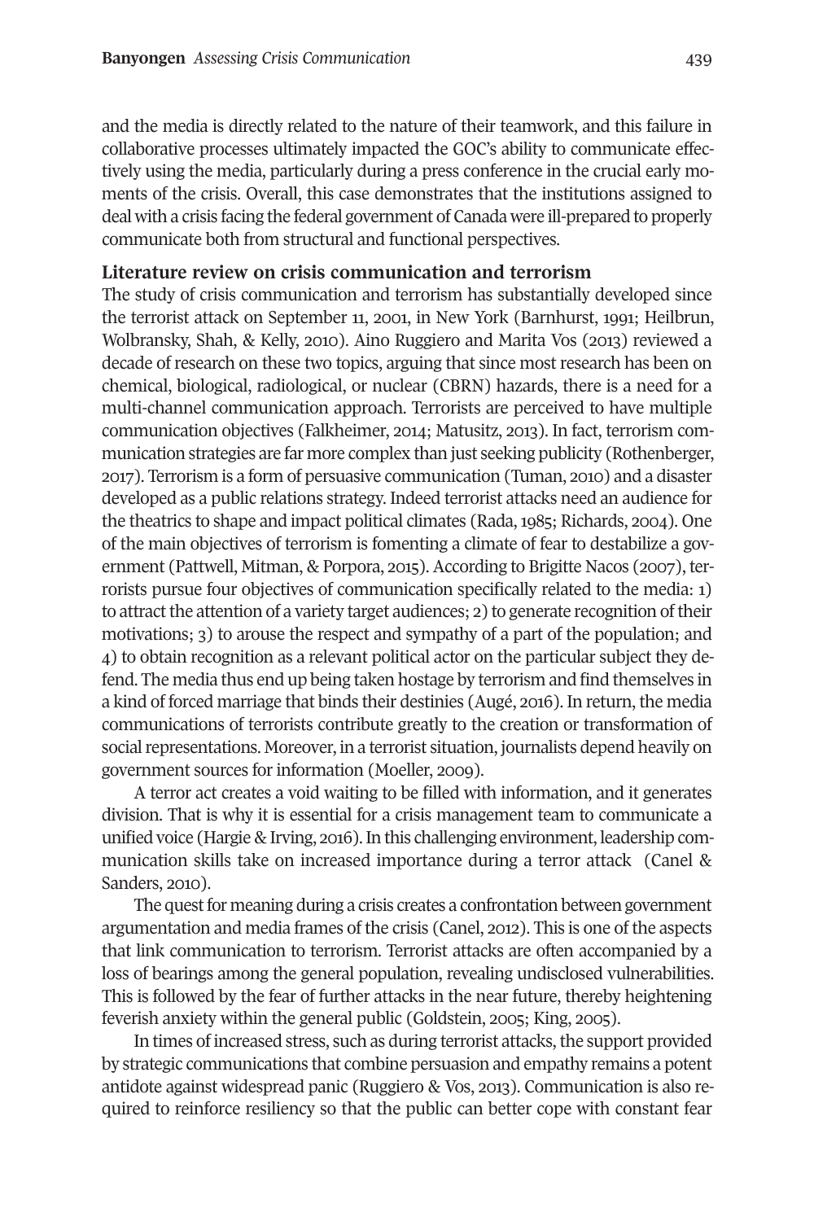and the media is directly related to the nature of their teamwork, and this failure in collaborative processes ultimately impacted the GOC's ability to communicate effectively using the media, particularly during a press conference in the crucial early moments of the crisis. Overall, this case demonstrates that the institutions assigned to deal with a crisis facing the federal government of Canada were ill-prepared to properly communicate both from structural and functional perspectives.

## Literature review on crisis communication and terrorism

The study of crisis communication and terrorism has substantially developed since the terrorist attack on September 11, 2001, in New York (Barnhurst, 1991; Heilbrun, Wolbransky, Shah, & Kelly, 2010). Aino Ruggiero and Marita Vos (2013) reviewed a decade of research on these two topics, arguing that since most research has been on chemical, biological, radiological, or nuclear (CBRN) hazards, there is a need for a multi-channel communication approach. Terrorists are perceived to have multiple communication objectives (Falkheimer, 2014; Matusitz, 2013). In fact, terrorism communication strategies are far more complex than just seeking publicity (Rothenberger, 2017). Terrorism is a form of persuasive communication (Tuman, 2010) and a disaster developed as a public relations strategy. Indeed terrorist attacks need an audience for the theatrics to shape and impact political climates (Rada, 1985; Richards, 2004). One of the main objectives of terrorism is fomenting a climate of fear to destabilize a government (Pattwell, Mitman, & Porpora, 2015). According to Brigitte Nacos (2007), terrorists pursue four objectives of communication specifically related to the media: 1) to attract the attention of a variety target audiences; 2) to generate recognition of their motivations; 3) to arouse the respect and sympathy of a part of the population; and 4) to obtain recognition as a relevant political actor on the particular subject they defend. The media thus end up being taken hostage by terrorism and find themselves in a kind of forced marriage that binds their destinies (Augé, 2016). In return, the media communications of terrorists contribute greatly to the creation or transformation of social representations. Moreover, in a terrorist situation, journalists depend heavily on government sources for information (Moeller, 2009).

A terror act creates a void waiting to be filled with information, and it generates division. That is why it is essential for a crisis management team to communicate a unified voice (Hargie & Irving, 2016). In this challenging environment, leadership communication skills take on increased importance during a terror attack (Canel & Sanders, 2010).

The quest for meaning during a crisis creates a confrontation between government argumentation and media frames of the crisis (Canel, 2012). This is one of the aspects that link communication to terrorism. Terrorist attacks are often accompanied by a loss of bearings among the general population, revealing undisclosed vulnerabilities. This is followed by the fear of further attacks in the near future, thereby heightening feverish anxiety within the general public (Goldstein, 2005; King, 2005).

In times of increased stress, such as during terrorist attacks, the support provided by strategic communications that combine persuasion and empathy remains a potent antidote against widespread panic (Ruggiero & Vos, 2013). Communication is also required to reinforce resiliency so that the public can better cope with constant fear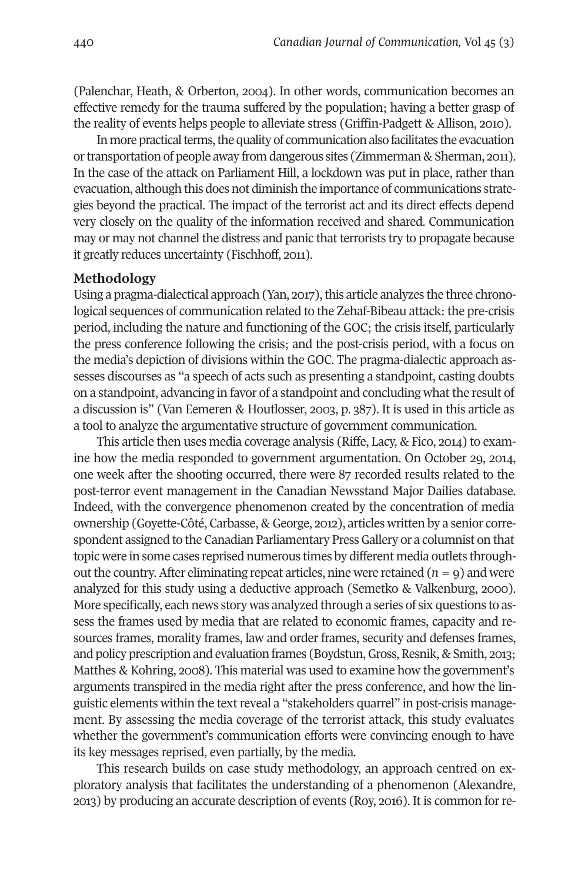(Palenchar, Heath, & Orberton, 2004). In other words, communication becomes an effective remedy for the trauma suffered by the population; having a better grasp of the reality of events helps people to alleviate stress (Griffin-Padgett & Allison, 2010).

In more practical terms, the quality of communication also facilitates the evacuation or transportation of people away from dangerous sites (Zimmerman & Sherman, 2011). In the case of the attack on Parliament Hill, a lockdown was put in place, rather than evacuation, although this does not diminish the importance of communications strategies beyond the practical. The impact of the terrorist act and its direct effects depend very closely on the quality of the information received and shared. Communication may or may not channel the distress and panic that terrorists try to propagate because it greatly reduces uncertainty (Fischhoff, 2011).

## Methodology

Using a pragma-dialectical approach (Yan, 2017), this article analyzes the three chronological sequences of communication related to the Zehaf-Bibeau attack: the pre-crisis period, including the nature and functioning of the GOC; the crisis itself, particularly the press conference following the crisis; and the post-crisis period, with a focus on the media's depiction of divisions within the GOC. The pragma-dialectic approach assesses discourses as "a speech of acts such as presenting a standpoint, casting doubts on a standpoint, advancing in favor of a standpoint and concluding what the result of a discussion is" (Van Eemeren & Houtlosser, 2003, p. 387). It is used in this article as a tool to analyze the argumentative structure of government communication.

This article then uses media coverage analysis (Riffe, Lacy, & Fico, 2014) to examine how the media responded to government argumentation. On October 29, 2014, one week after the shooting occurred, there were 87 recorded results related to the post-terror event management in the Canadian Newsstand Major Dailies database. Indeed, with the convergence phenomenon created by the concentration of media ownership (Goyette-Côté, Carbasse, & George, 2012), articles written by a senior correspondent assigned to the Canadian Parliamentary Press Gallery or a columnist on that topic were in some cases reprised numerous times by different media outlets throughout the country. After eliminating repeat articles, nine were retained ($n = 9$) and were analyzed for this study using a deductive approach (Semetko & Valkenburg, 2000). More specifically, each news story was analyzed through a series of six questions to assess the frames used by media that are related to economic frames, capacity and resources frames, morality frames, law and order frames, security and defenses frames, and policy prescription and evaluation frames (Boydstun, Gross, Resnik, & Smith, 2013; Matthes & Kohring, 2008). This material was used to examine how the government's arguments transpired in the media right after the press conference, and how the linguistic elements within the text reveal a "stakeholders quarrel" in post-crisis management. By assessing the media coverage of the terrorist attack, this study evaluates whether the government's communication efforts were convincing enough to have its key messages reprised, even partially, by the media.

This research builds on case study methodology, an approach centred on exploratory analysis that facilitates the understanding of a phenomenon (Alexandre, 2013) by producing an accurate description of events (Roy, 2016). It is common for re-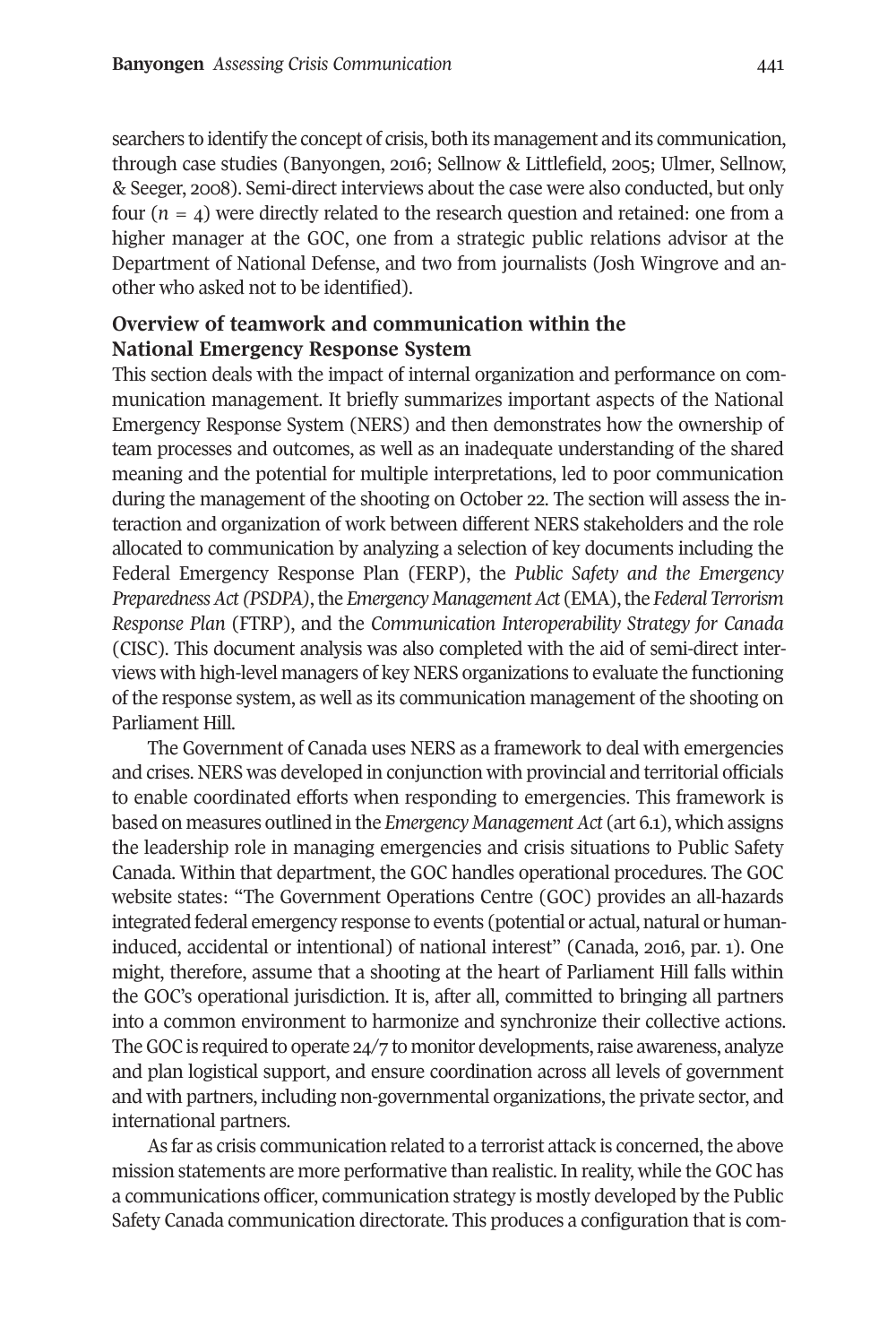searchers to identify the concept of crisis, both its management and its communication, through case studies (Banyongen, 2016; Sellnow & Littlefield, 2005; Ulmer, Sellnow, & Seeger, 2008). Semi-direct interviews about the case were also conducted, but only four ($n = 4$) were directly related to the research question and retained: one from a higher manager at the GOC, one from a strategic public relations advisor at the Department of National Defense, and two from journalists (Josh Wingrove and another who asked not to be identified).

## Overview of teamwork and communication within the National Emergency Response System

This section deals with the impact of internal organization and performance on communication management. It briefly summarizes important aspects of the National Emergency Response System (NERS) and then demonstrates how the ownership of team processes and outcomes, as well as an inadequate understanding of the shared meaning and the potential for multiple interpretations, led to poor communication during the management of the shooting on October 22. The section will assess the interaction and organization of work between different NERS stakeholders and the role allocated to communication by analyzing a selection of key documents including the Federal Emergency Response Plan (FERP), the *Public Safety and the Emergency Preparedness Act (PSDPA)*, the *Emergency Management Act* (EMA), the *Federal Terrorism Response Plan* (FTRP), and the *Communication Interoperability Strategy for Canada* (CISC). This document analysis was also completed with the aid of semi-direct interviews with high-level managers of key NERS organizations to evaluate the functioning of the response system, as well as its communication management of the shooting on Parliament Hill.

The Government of Canada uses NERS as a framework to deal with emergencies and crises. NERS was developed in conjunction with provincial and territorial officials to enable coordinated efforts when responding to emergencies. This framework is based on measures outlined in the *Emergency Management Act* (art 6.1), which assigns the leadership role in managing emergencies and crisis situations to Public Safety Canada. Within that department, the GOC handles operational procedures. The GOC website states: "The Government Operations Centre (GOC) provides an all-hazards integrated federal emergency response to events (potential or actual, natural or human-induced, accidental or intentional) of national interest" (Canada, 2016, par. 1). One might, therefore, assume that a shooting at the heart of Parliament Hill falls within the GOC's operational jurisdiction. It is, after all, committed to bringing all partners into a common environment to harmonize and synchronize their collective actions. The GOC is required to operate 24/7 to monitor developments, raise awareness, analyze and plan logistical support, and ensure coordination across all levels of government and with partners, including non-governmental organizations, the private sector, and international partners.

As far as crisis communication related to a terrorist attack is concerned, the above mission statements are more performative than realistic. In reality, while the GOC has a communications officer, communication strategy is mostly developed by the Public Safety Canada communication directorate. This produces a configuration that is com-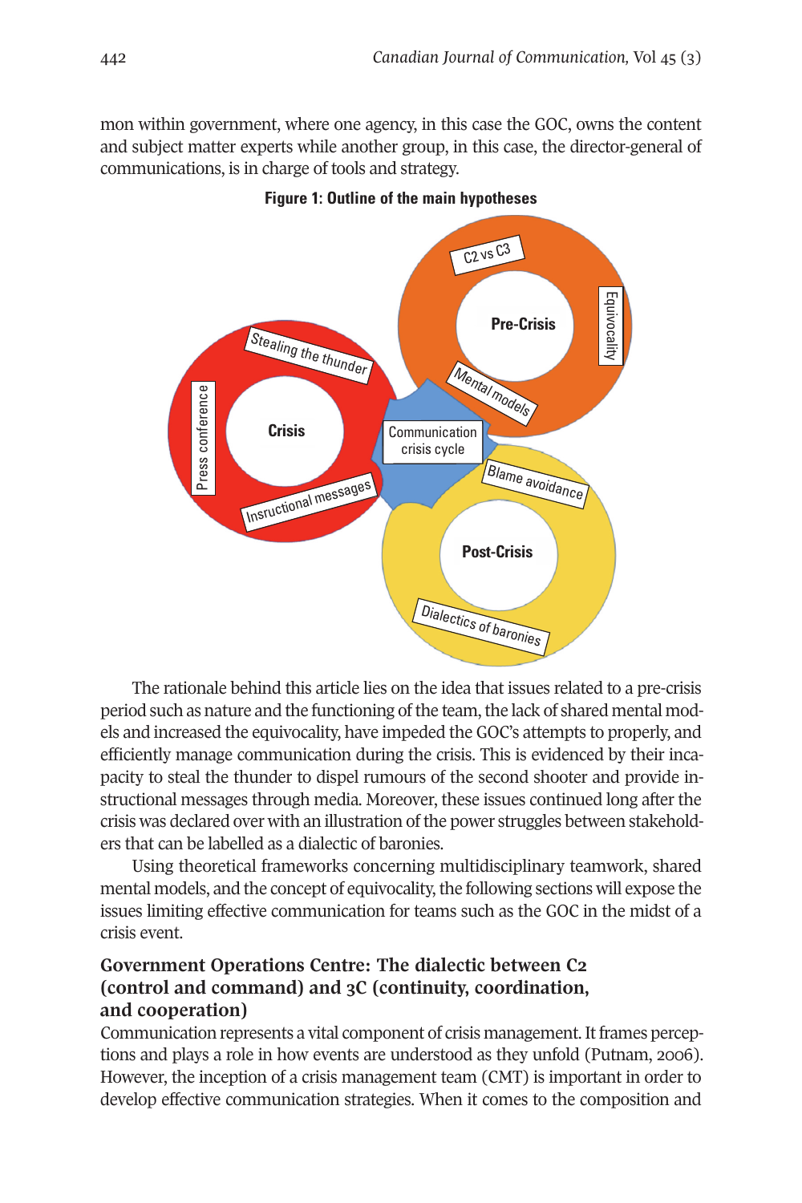mon within government, where one agency, in this case the GOC, owns the content and subject matter experts while another group, in this case, the director-general of communications, is in charge of tools and strategy.

**Figure 1: Outline of the main hypotheses**

The rationale behind this article lies on the idea that issues related to a pre-crisis period such as nature and the functioning of the team, the lack of shared mental models and increased the equivocality, have impeded the GOC's attempts to properly, and efficiently manage communication during the crisis. This is evidenced by their incapacity to steal the thunder to dispel rumours of the second shooter and provide instructional messages through media. Moreover, these issues continued long after the crisis was declared over with an illustration of the power struggles between stakeholders that can be labelled as a dialectic of baronies.

Using theoretical frameworks concerning multidisciplinary teamwork, shared mental models, and the concept of equivocality, the following sections will expose the issues limiting effective communication for teams such as the GOC in the midst of a crisis event.

## Government Operations Centre: The dialectic between C2 (control and command) and 3C (continuity, coordination, and cooperation)

Communication represents a vital component of crisis management. It frames perceptions and plays a role in how events are understood as they unfold (Putnam, 2006). However, the inception of a crisis management team (CMT) is important in order to develop effective communication strategies. When it comes to the composition and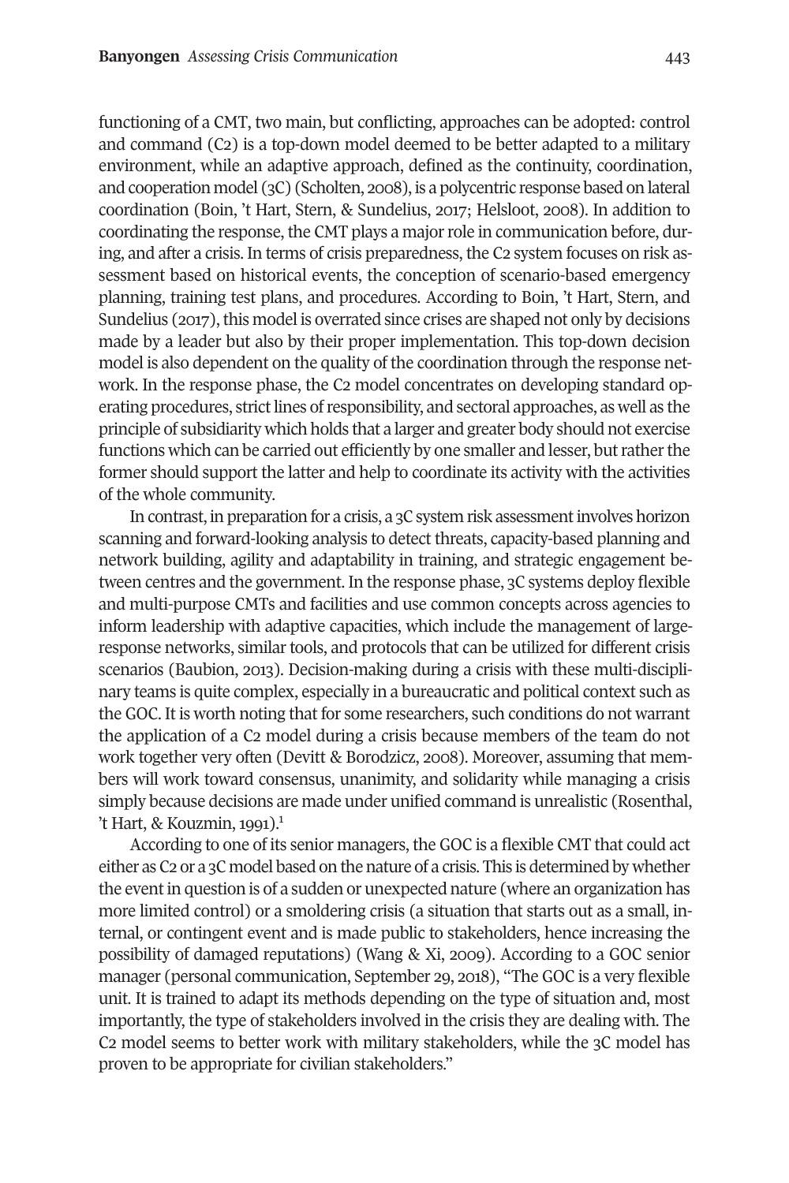functioning of a CMT, two main, but conflicting, approaches can be adopted: control and command (C2) is a top-down model deemed to be better adapted to a military environment, while an adaptive approach, defined as the continuity, coordination, and cooperation model (3C) (Scholten, 2008), is a polycentric response based on lateral coordination (Boin, 't Hart, Stern, & Sundelius, 2017; Helsloot, 2008). In addition to coordinating the response, the CMT plays a major role in communication before, during, and after a crisis. In terms of crisis preparedness, the C2 system focuses on risk assessment based on historical events, the conception of scenario-based emergency planning, training test plans, and procedures. According to Boin, 't Hart, Stern, and Sundelius (2017), this model is overrated since crises are shaped not only by decisions made by a leader but also by their proper implementation. This top-down decision model is also dependent on the quality of the coordination through the response network. In the response phase, the C2 model concentrates on developing standard operating procedures, strict lines of responsibility, and sectoral approaches, as well as the principle of subsidiarity which holds that a larger and greater body should not exercise functions which can be carried out efficiently by one smaller and lesser, but rather the former should support the latter and help to coordinate its activity with the activities of the whole community.

In contrast, in preparation for a crisis, a 3C system risk assessment involves horizon scanning and forward-looking analysis to detect threats, capacity-based planning and network building, agility and adaptability in training, and strategic engagement between centres and the government. In the response phase, 3C systems deploy flexible and multi-purpose CMTs and facilities and use common concepts across agencies to inform leadership with adaptive capacities, which include the management of large-response networks, similar tools, and protocols that can be utilized for different crisis scenarios (Baubion, 2013). Decision-making during a crisis with these multi-disciplinary teams is quite complex, especially in a bureaucratic and political context such as the GOC. It is worth noting that for some researchers, such conditions do not warrant the application of a C2 model during a crisis because members of the team do not work together very often (Devitt & Borodzicz, 2008). Moreover, assuming that members will work toward consensus, unanimity, and solidarity while managing a crisis simply because decisions are made under unified command is unrealistic (Rosenthal, 't Hart, & Kouzmin, 1991).[1]

According to one of its senior managers, the GOC is a flexible CMT that could act either as C2 or a 3C model based on the nature of a crisis. This is determined by whether the event in question is of a sudden or unexpected nature (where an organization has more limited control) or a smoldering crisis (a situation that starts out as a small, internal, or contingent event and is made public to stakeholders, hence increasing the possibility of damaged reputations) (Wang & Xi, 2009). According to a GOC senior manager (personal communication, September 29, 2018), "The GOC is a very flexible unit. It is trained to adapt its methods depending on the type of situation and, most importantly, the type of stakeholders involved in the crisis they are dealing with. The C2 model seems to better work with military stakeholders, while the 3C model has proven to be appropriate for civilian stakeholders."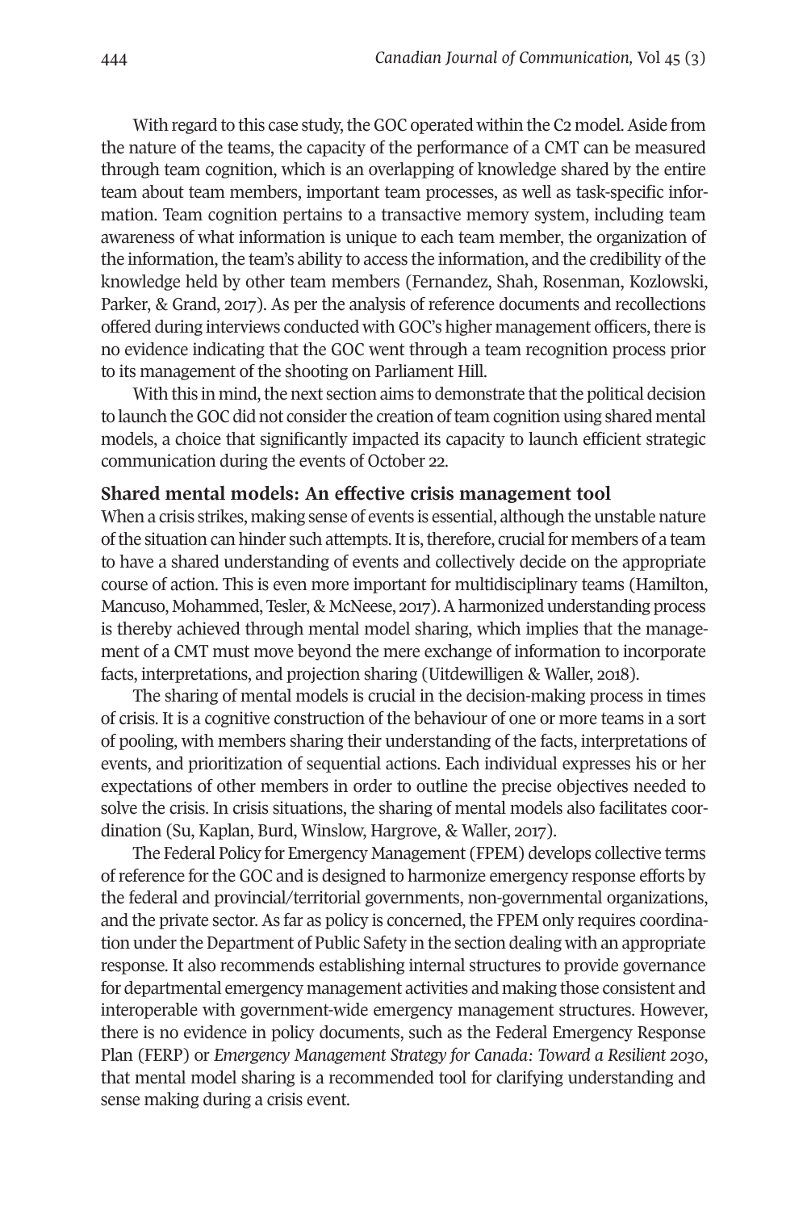With regard to this case study, the GOC operated within the C2 model. Aside from the nature of the teams, the capacity of the performance of a CMT can be measured through team cognition, which is an overlapping of knowledge shared by the entire team about team members, important team processes, as well as task-specific information. Team cognition pertains to a transactive memory system, including team awareness of what information is unique to each team member, the organization of the information, the team's ability to access the information, and the credibility of the knowledge held by other team members (Fernandez, Shah, Rosenman, Kozlowski, Parker, & Grand, 2017). As per the analysis of reference documents and recollections offered during interviews conducted with GOC's higher management officers, there is no evidence indicating that the GOC went through a team recognition process prior to its management of the shooting on Parliament Hill.

With this in mind, the next section aims to demonstrate that the political decision to launch the GOC did not consider the creation of team cognition using shared mental models, a choice that significantly impacted its capacity to launch efficient strategic communication during the events of October 22.

## Shared mental models: An effective crisis management tool

When a crisis strikes, making sense of events is essential, although the unstable nature of the situation can hinder such attempts. It is, therefore, crucial for members of a team to have a shared understanding of events and collectively decide on the appropriate course of action. This is even more important for multidisciplinary teams (Hamilton, Mancuso, Mohammed, Tesler, & McNeese, 2017). A harmonized understanding process is thereby achieved through mental model sharing, which implies that the management of a CMT must move beyond the mere exchange of information to incorporate facts, interpretations, and projection sharing (Uitdewilligen & Waller, 2018).

The sharing of mental models is crucial in the decision-making process in times of crisis. It is a cognitive construction of the behaviour of one or more teams in a sort of pooling, with members sharing their understanding of the facts, interpretations of events, and prioritization of sequential actions. Each individual expresses his or her expectations of other members in order to outline the precise objectives needed to solve the crisis. In crisis situations, the sharing of mental models also facilitates coordination (Su, Kaplan, Burd, Winslow, Hargrove, & Waller, 2017).

The Federal Policy for Emergency Management (FPEM) develops collective terms of reference for the GOC and is designed to harmonize emergency response efforts by the federal and provincial/territorial governments, non-governmental organizations, and the private sector. As far as policy is concerned, the FPEM only requires coordination under the Department of Public Safety in the section dealing with an appropriate response. It also recommends establishing internal structures to provide governance for departmental emergency management activities and making those consistent and interoperable with government-wide emergency management structures. However, there is no evidence in policy documents, such as the Federal Emergency Response Plan (FERP) or *Emergency Management Strategy for Canada: Toward a Resilient 2030*, that mental model sharing is a recommended tool for clarifying understanding and sense making during a crisis event.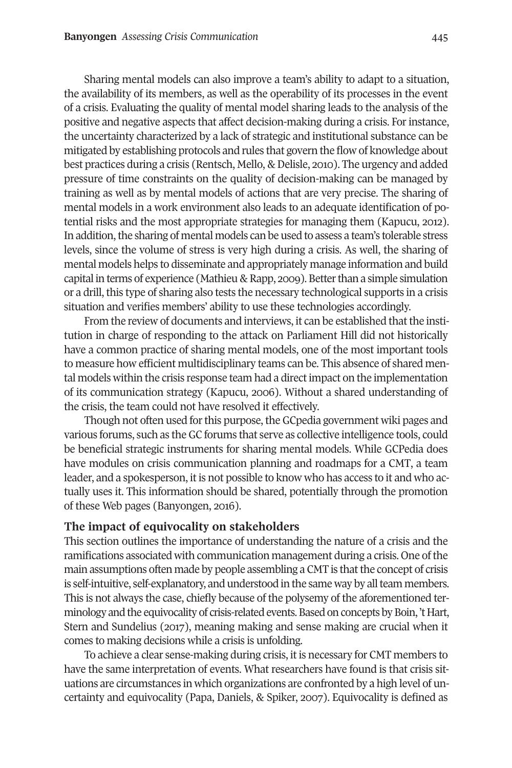Sharing mental models can also improve a team's ability to adapt to a situation, the availability of its members, as well as the operability of its processes in the event of a crisis. Evaluating the quality of mental model sharing leads to the analysis of the positive and negative aspects that affect decision-making during a crisis. For instance, the uncertainty characterized by a lack of strategic and institutional substance can be mitigated by establishing protocols and rules that govern the flow of knowledge about best practices during a crisis (Rentsch, Mello, & Delisle, 2010). The urgency and added pressure of time constraints on the quality of decision-making can be managed by training as well as by mental models of actions that are very precise. The sharing of mental models in a work environment also leads to an adequate identification of potential risks and the most appropriate strategies for managing them (Kapucu, 2012). In addition, the sharing of mental models can be used to assess a team's tolerable stress levels, since the volume of stress is very high during a crisis. As well, the sharing of mental models helps to disseminate and appropriately manage information and build capital in terms of experience (Mathieu & Rapp, 2009). Better than a simple simulation or a drill, this type of sharing also tests the necessary technological supports in a crisis situation and verifies members' ability to use these technologies accordingly.

From the review of documents and interviews, it can be established that the institution in charge of responding to the attack on Parliament Hill did not historically have a common practice of sharing mental models, one of the most important tools to measure how efficient multidisciplinary teams can be. This absence of shared mental models within the crisis response team had a direct impact on the implementation of its communication strategy (Kapucu, 2006). Without a shared understanding of the crisis, the team could not have resolved it effectively.

Though not often used for this purpose, the GCpedia government wiki pages and various forums, such as the GC forums that serve as collective intelligence tools, could be beneficial strategic instruments for sharing mental models. While GCPedia does have modules on crisis communication planning and roadmaps for a CMT, a team leader, and a spokesperson, it is not possible to know who has access to it and who actually uses it. This information should be shared, potentially through the promotion of these Web pages (Banyongen, 2016).

## The impact of equivocality on stakeholders

This section outlines the importance of understanding the nature of a crisis and the ramifications associated with communication management during a crisis. One of the main assumptions often made by people assembling a CMT is that the concept of crisis is self-intuitive, self-explanatory, and understood in the same way by all team members. This is not always the case, chiefly because of the polysemy of the aforementioned terminology and the equivocality of crisis-related events. Based on concepts by Boin, 't Hart, Stern and Sundelius (2017), meaning making and sense making are crucial when it comes to making decisions while a crisis is unfolding.

To achieve a clear sense-making during crisis, it is necessary for CMT members to have the same interpretation of events. What researchers have found is that crisis situations are circumstances in which organizations are confronted by a high level of uncertainty and equivocality (Papa, Daniels, & Spiker, 2007). Equivocality is defined as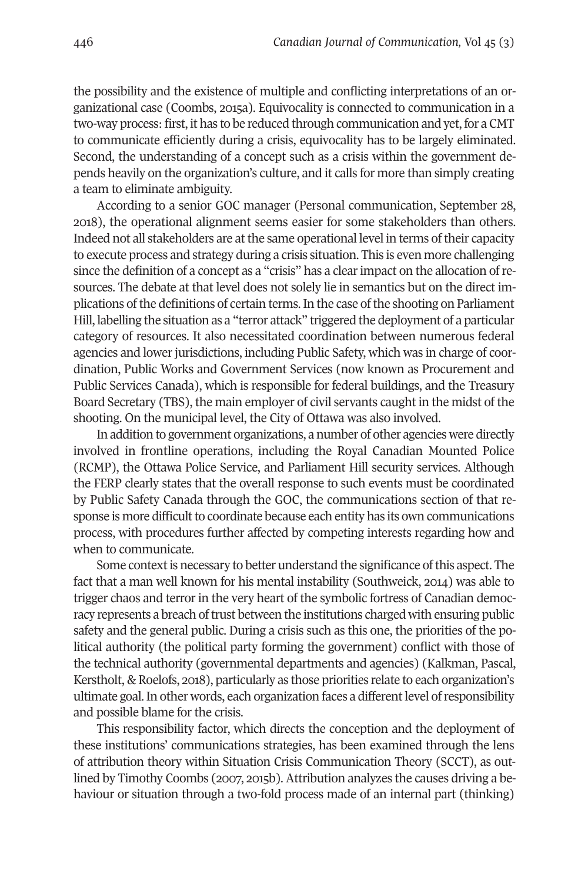the possibility and the existence of multiple and conflicting interpretations of an organizational case (Coombs, 2015a). Equivocality is connected to communication in a two-way process: first, it has to be reduced through communication and yet, for a CMT to communicate efficiently during a crisis, equivocality has to be largely eliminated. Second, the understanding of a concept such as a crisis within the government depends heavily on the organization's culture, and it calls for more than simply creating a team to eliminate ambiguity.

According to a senior GOC manager (Personal communication, September 28, 2018), the operational alignment seems easier for some stakeholders than others. Indeed not all stakeholders are at the same operational level in terms of their capacity to execute process and strategy during a crisis situation. This is even more challenging since the definition of a concept as a "crisis" has a clear impact on the allocation of resources. The debate at that level does not solely lie in semantics but on the direct implications of the definitions of certain terms. In the case of the shooting on Parliament Hill, labelling the situation as a "terror attack" triggered the deployment of a particular category of resources. It also necessitated coordination between numerous federal agencies and lower jurisdictions, including Public Safety, which was in charge of coordination, Public Works and Government Services (now known as Procurement and Public Services Canada), which is responsible for federal buildings, and the Treasury Board Secretary (TBS), the main employer of civil servants caught in the midst of the shooting. On the municipal level, the City of Ottawa was also involved.

In addition to government organizations, a number of other agencies were directly involved in frontline operations, including the Royal Canadian Mounted Police (RCMP), the Ottawa Police Service, and Parliament Hill security services. Although the FERP clearly states that the overall response to such events must be coordinated by Public Safety Canada through the GOC, the communications section of that response is more difficult to coordinate because each entity has its own communications process, with procedures further affected by competing interests regarding how and when to communicate.

Some context is necessary to better understand the significance of this aspect. The fact that a man well known for his mental instability (Southweick, 2014) was able to trigger chaos and terror in the very heart of the symbolic fortress of Canadian democracy represents a breach of trust between the institutions charged with ensuring public safety and the general public. During a crisis such as this one, the priorities of the political authority (the political party forming the government) conflict with those of the technical authority (governmental departments and agencies) (Kalkman, Pascal, Kerstholt, & Roelofs, 2018), particularly as those priorities relate to each organization's ultimate goal. In other words, each organization faces a different level of responsibility and possible blame for the crisis.

This responsibility factor, which directs the conception and the deployment of these institutions' communications strategies, has been examined through the lens of attribution theory within Situation Crisis Communication Theory (SCCT), as outlined by Timothy Coombs (2007, 2015b). Attribution analyzes the causes driving a behaviour or situation through a two-fold process made of an internal part (thinking)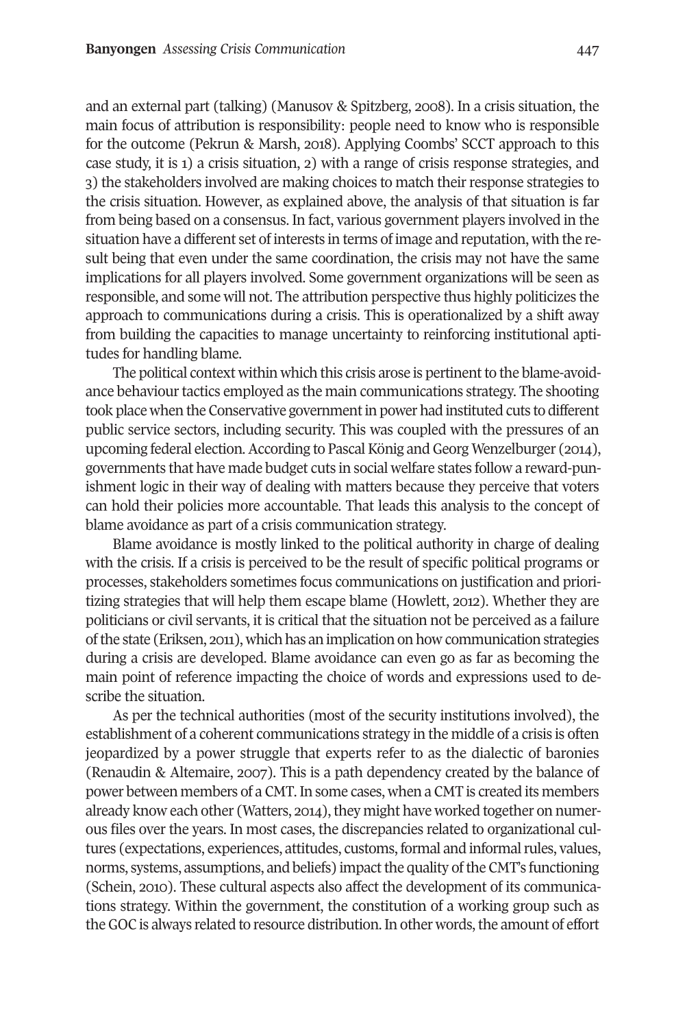and an external part (talking) (Manusov & Spitzberg, 2008). In a crisis situation, the main focus of attribution is responsibility: people need to know who is responsible for the outcome (Pekrun & Marsh, 2018). Applying Coombs' SCCT approach to this case study, it is 1) a crisis situation, 2) with a range of crisis response strategies, and 3) the stakeholders involved are making choices to match their response strategies to the crisis situation. However, as explained above, the analysis of that situation is far from being based on a consensus. In fact, various government players involved in the situation have a different set of interests in terms of image and reputation, with the result being that even under the same coordination, the crisis may not have the same implications for all players involved. Some government organizations will be seen as responsible, and some will not. The attribution perspective thus highly politicizes the approach to communications during a crisis. This is operationalized by a shift away from building the capacities to manage uncertainty to reinforcing institutional aptitudes for handling blame.

The political context within which this crisis arose is pertinent to the blame-avoidance behaviour tactics employed as the main communications strategy. The shooting took place when the Conservative government in power had instituted cuts to different public service sectors, including security. This was coupled with the pressures of an upcoming federal election. According to Pascal König and Georg Wenzelburger (2014), governments that have made budget cuts in social welfare states follow a reward-punishment logic in their way of dealing with matters because they perceive that voters can hold their policies more accountable. That leads this analysis to the concept of blame avoidance as part of a crisis communication strategy.

Blame avoidance is mostly linked to the political authority in charge of dealing with the crisis. If a crisis is perceived to be the result of specific political programs or processes, stakeholders sometimes focus communications on justification and prioritizing strategies that will help them escape blame (Howlett, 2012). Whether they are politicians or civil servants, it is critical that the situation not be perceived as a failure of the state (Eriksen, 2011), which has an implication on how communication strategies during a crisis are developed. Blame avoidance can even go as far as becoming the main point of reference impacting the choice of words and expressions used to describe the situation.

As per the technical authorities (most of the security institutions involved), the establishment of a coherent communications strategy in the middle of a crisis is often jeopardized by a power struggle that experts refer to as the dialectic of baronies (Renaudin & Altemaire, 2007). This is a path dependency created by the balance of power between members of a CMT. In some cases, when a CMT is created its members already know each other (Watters, 2014), they might have worked together on numerous files over the years. In most cases, the discrepancies related to organizational cultures (expectations, experiences, attitudes, customs, formal and informal rules, values, norms, systems, assumptions, and beliefs) impact the quality of the CMT's functioning (Schein, 2010). These cultural aspects also affect the development of its communications strategy. Within the government, the constitution of a working group such as the GOC is always related to resource distribution. In other words, the amount of effort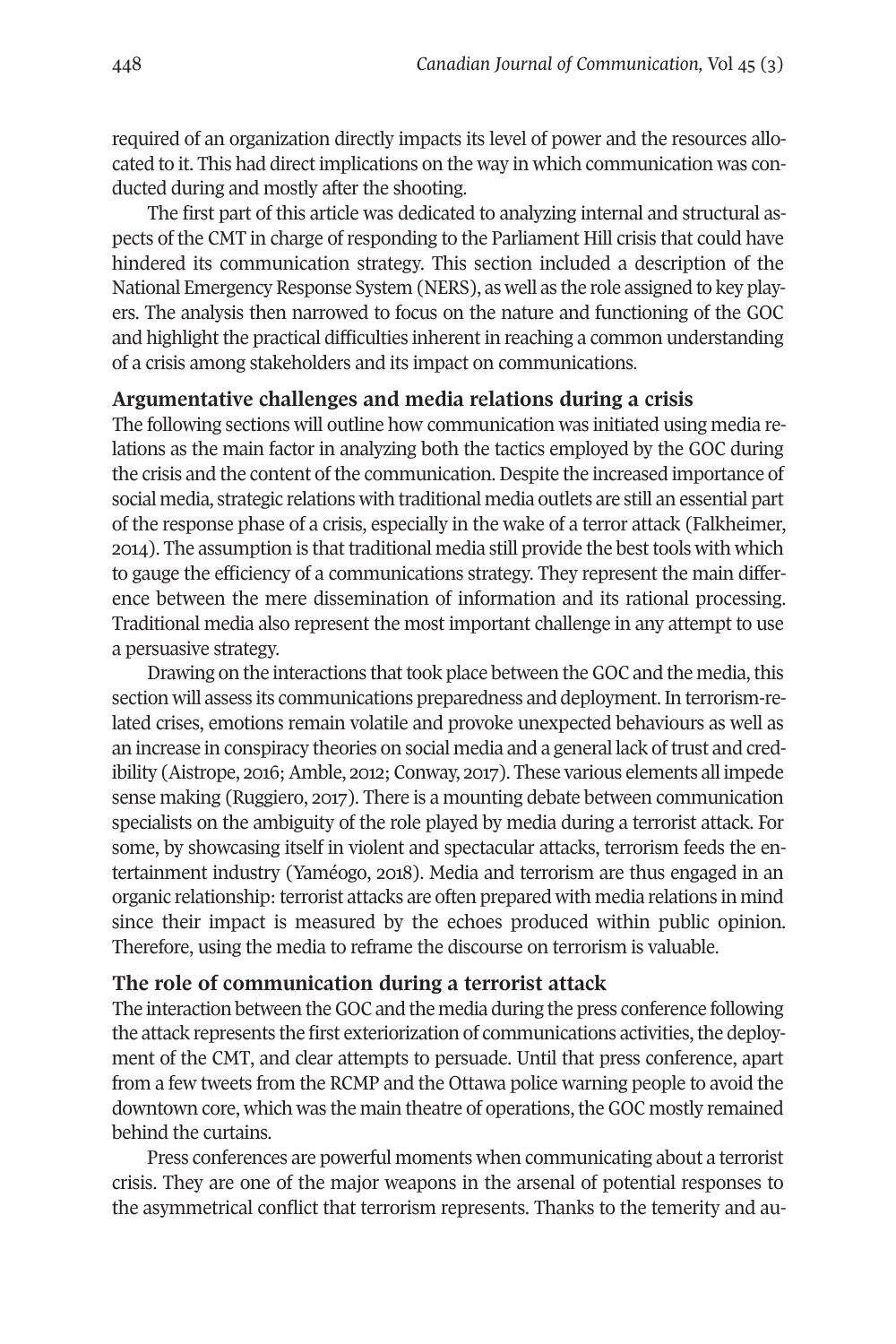required of an organization directly impacts its level of power and the resources allocated to it. This had direct implications on the way in which communication was conducted during and mostly after the shooting.

The first part of this article was dedicated to analyzing internal and structural aspects of the CMT in charge of responding to the Parliament Hill crisis that could have hindered its communication strategy. This section included a description of the National Emergency Response System (NERS), as well as the role assigned to key players. The analysis then narrowed to focus on the nature and functioning of the GOC and highlight the practical difficulties inherent in reaching a common understanding of a crisis among stakeholders and its impact on communications.

## Argumentative challenges and media relations during a crisis

The following sections will outline how communication was initiated using media relations as the main factor in analyzing both the tactics employed by the GOC during the crisis and the content of the communication. Despite the increased importance of social media, strategic relations with traditional media outlets are still an essential part of the response phase of a crisis, especially in the wake of a terror attack (Falkheimer, 2014). The assumption is that traditional media still provide the best tools with which to gauge the efficiency of a communications strategy. They represent the main difference between the mere dissemination of information and its rational processing. Traditional media also represent the most important challenge in any attempt to use a persuasive strategy.

Drawing on the interactions that took place between the GOC and the media, this section will assess its communications preparedness and deployment. In terrorism-related crises, emotions remain volatile and provoke unexpected behaviours as well as an increase in conspiracy theories on social media and a general lack of trust and credibility (Aistrope, 2016; Amble, 2012; Conway, 2017). These various elements all impede sense making (Ruggiero, 2017). There is a mounting debate between communication specialists on the ambiguity of the role played by media during a terrorist attack. For some, by showcasing itself in violent and spectacular attacks, terrorism feeds the entertainment industry (Yaméogo, 2018). Media and terrorism are thus engaged in an organic relationship: terrorist attacks are often prepared with media relations in mind since their impact is measured by the echoes produced within public opinion. Therefore, using the media to reframe the discourse on terrorism is valuable.

## The role of communication during a terrorist attack

The interaction between the GOC and the media during the press conference following the attack represents the first exteriorization of communications activities, the deployment of the CMT, and clear attempts to persuade. Until that press conference, apart from a few tweets from the RCMP and the Ottawa police warning people to avoid the downtown core, which was the main theatre of operations, the GOC mostly remained behind the curtains.

Press conferences are powerful moments when communicating about a terrorist crisis. They are one of the major weapons in the arsenal of potential responses to the asymmetrical conflict that terrorism represents. Thanks to the temerity and au-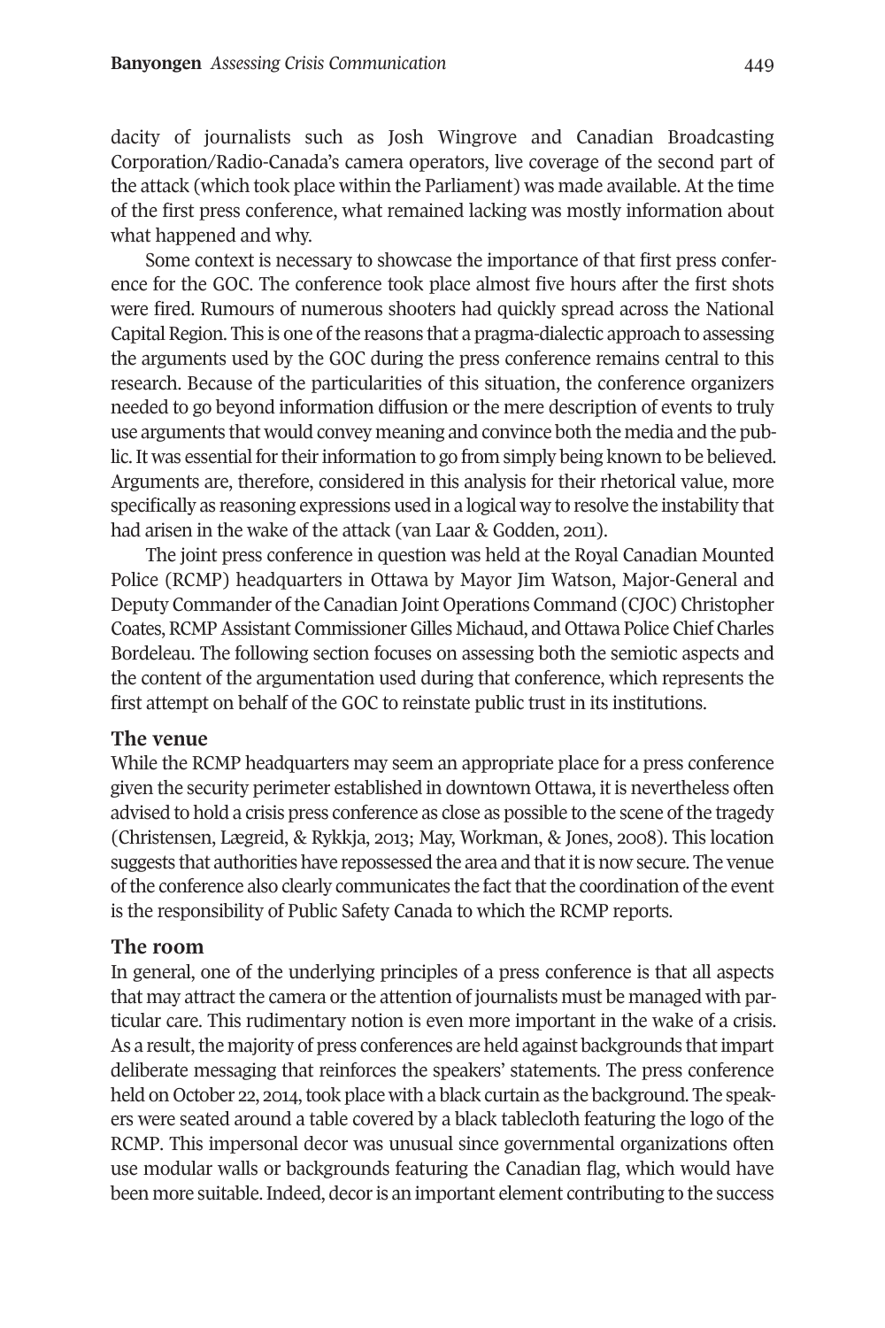dacity of journalists such as Josh Wingrove and Canadian Broadcasting Corporation/Radio-Canada's camera operators, live coverage of the second part of the attack (which took place within the Parliament) was made available. At the time of the first press conference, what remained lacking was mostly information about what happened and why.

Some context is necessary to showcase the importance of that first press conference for the GOC. The conference took place almost five hours after the first shots were fired. Rumours of numerous shooters had quickly spread across the National Capital Region. This is one of the reasons that a pragma-dialectic approach to assessing the arguments used by the GOC during the press conference remains central to this research. Because of the particularities of this situation, the conference organizers needed to go beyond information diffusion or the mere description of events to truly use arguments that would convey meaning and convince both the media and the public. It was essential for their information to go from simply being known to be believed. Arguments are, therefore, considered in this analysis for their rhetorical value, more specifically as reasoning expressions used in a logical way to resolve the instability that had arisen in the wake of the attack (van Laar & Godden, 2011).

The joint press conference in question was held at the Royal Canadian Mounted Police (RCMP) headquarters in Ottawa by Mayor Jim Watson, Major-General and Deputy Commander of the Canadian Joint Operations Command (CJOC) Christopher Coates, RCMP Assistant Commissioner Gilles Michaud, and Ottawa Police Chief Charles Bordeleau. The following section focuses on assessing both the semiotic aspects and the content of the argumentation used during that conference, which represents the first attempt on behalf of the GOC to reinstate public trust in its institutions.

### The venue

While the RCMP headquarters may seem an appropriate place for a press conference given the security perimeter established in downtown Ottawa, it is nevertheless often advised to hold a crisis press conference as close as possible to the scene of the tragedy (Christensen, Lægreid, & Rykkja, 2013; May, Workman, & Jones, 2008). This location suggests that authorities have repossessed the area and that it is now secure. The venue of the conference also clearly communicates the fact that the coordination of the event is the responsibility of Public Safety Canada to which the RCMP reports.

### The room

In general, one of the underlying principles of a press conference is that all aspects that may attract the camera or the attention of journalists must be managed with particular care. This rudimentary notion is even more important in the wake of a crisis. As a result, the majority of press conferences are held against backgrounds that impart deliberate messaging that reinforces the speakers' statements. The press conference held on October 22, 2014, took place with a black curtain as the background. The speakers were seated around a table covered by a black tablecloth featuring the logo of the RCMP. This impersonal decor was unusual since governmental organizations often use modular walls or backgrounds featuring the Canadian flag, which would have been more suitable. Indeed, decor is an important element contributing to the success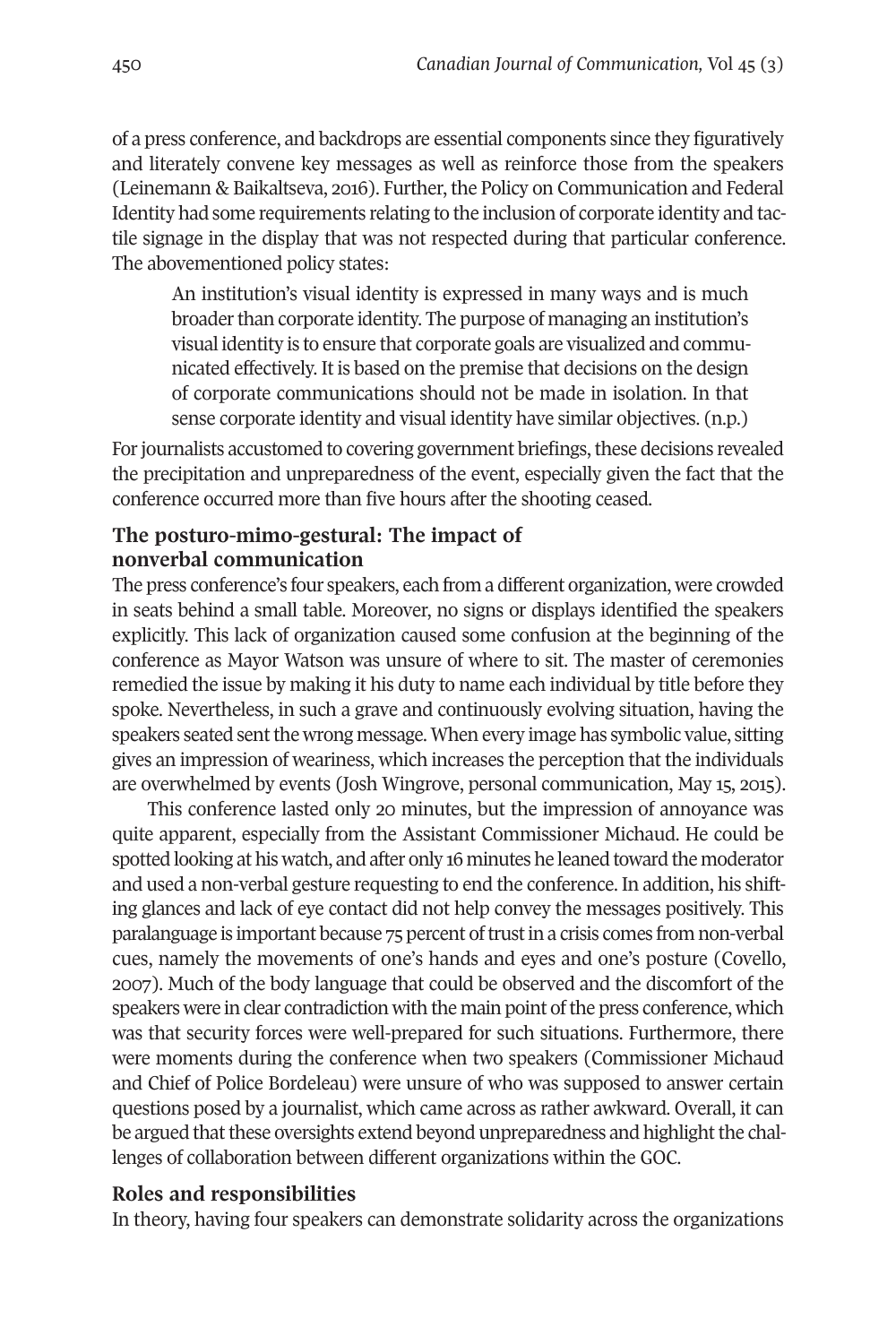of a press conference, and backdrops are essential components since they figuratively and literately convene key messages as well as reinforce those from the speakers (Leinemann & Baikaltseva, 2016). Further, the Policy on Communication and Federal Identity had some requirements relating to the inclusion of corporate identity and tactile signage in the display that was not respected during that particular conference. The abovementioned policy states:

> An institution's visual identity is expressed in many ways and is much broader than corporate identity. The purpose of managing an institution's visual identity is to ensure that corporate goals are visualized and communicated effectively. It is based on the premise that decisions on the design of corporate communications should not be made in isolation. In that sense corporate identity and visual identity have similar objectives. (n.p.)

For journalists accustomed to covering government briefings, these decisions revealed the precipitation and unpreparedness of the event, especially given the fact that the conference occurred more than five hours after the shooting ceased.

### The posturo-mimo-gestural: The impact of nonverbal communication

The press conference's four speakers, each from a different organization, were crowded in seats behind a small table. Moreover, no signs or displays identified the speakers explicitly. This lack of organization caused some confusion at the beginning of the conference as Mayor Watson was unsure of where to sit. The master of ceremonies remedied the issue by making it his duty to name each individual by title before they spoke. Nevertheless, in such a grave and continuously evolving situation, having the speakers seated sent the wrong message. When every image has symbolic value, sitting gives an impression of weariness, which increases the perception that the individuals are overwhelmed by events (Josh Wingrove, personal communication, May 15, 2015).

This conference lasted only 20 minutes, but the impression of annoyance was quite apparent, especially from the Assistant Commissioner Michaud. He could be spotted looking at his watch, and after only 16 minutes he leaned toward the moderator and used a non-verbal gesture requesting to end the conference. In addition, his shifting glances and lack of eye contact did not help convey the messages positively. This paralanguage is important because 75 percent of trust in a crisis comes from non-verbal cues, namely the movements of one's hands and eyes and one's posture (Covello, 2007). Much of the body language that could be observed and the discomfort of the speakers were in clear contradiction with the main point of the press conference, which was that security forces were well-prepared for such situations. Furthermore, there were moments during the conference when two speakers (Commissioner Michaud and Chief of Police Bordeleau) were unsure of who was supposed to answer certain questions posed by a journalist, which came across as rather awkward. Overall, it can be argued that these oversights extend beyond unpreparedness and highlight the challenges of collaboration between different organizations within the GOC.

### Roles and responsibilities

In theory, having four speakers can demonstrate solidarity across the organizations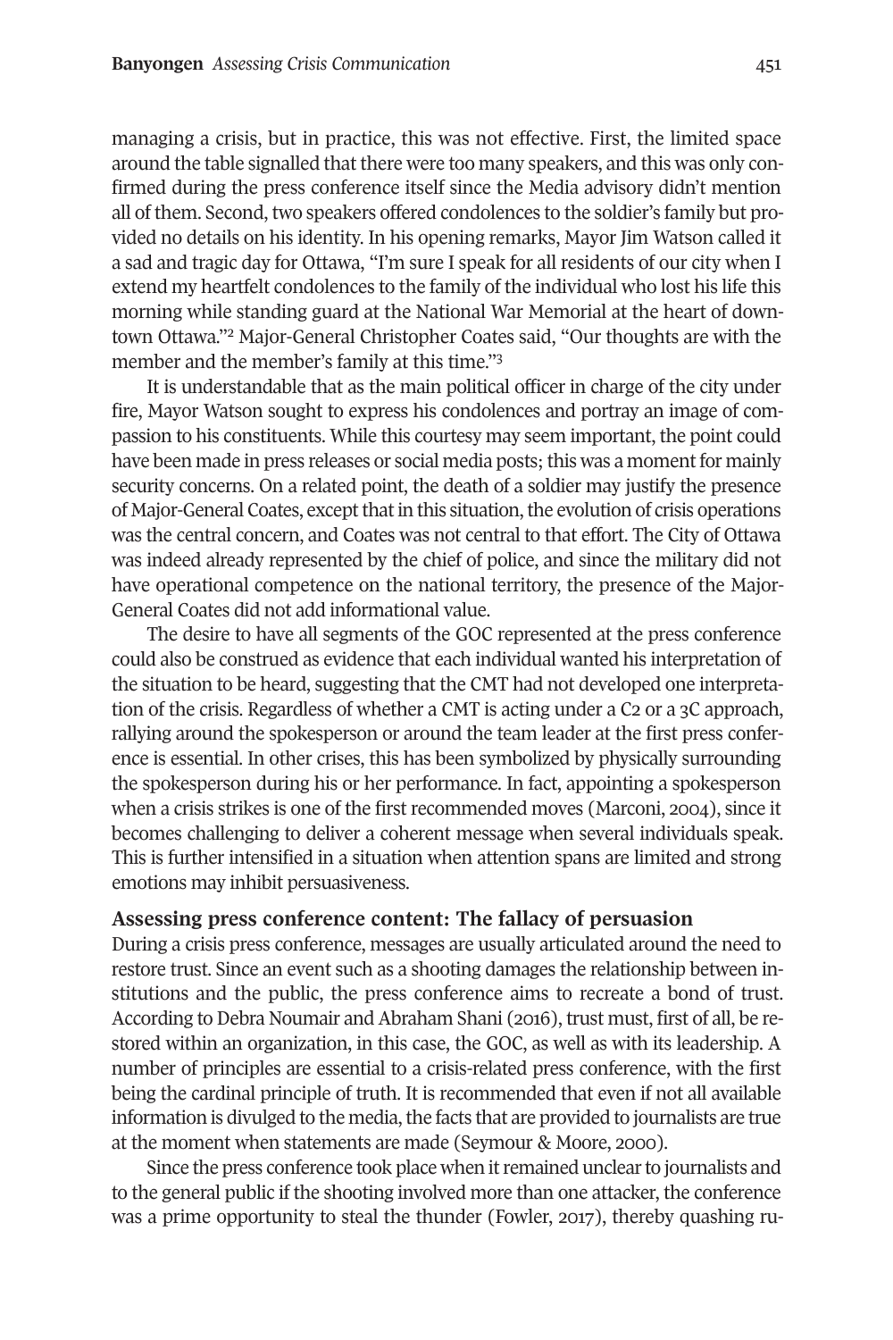managing a crisis, but in practice, this was not effective. First, the limited space around the table signalled that there were too many speakers, and this was only confirmed during the press conference itself since the Media advisory didn't mention all of them. Second, two speakers offered condolences to the soldier's family but provided no details on his identity. In his opening remarks, Mayor Jim Watson called it a sad and tragic day for Ottawa, "I'm sure I speak for all residents of our city when I extend my heartfelt condolences to the family of the individual who lost his life this morning while standing guard at the National War Memorial at the heart of downtown Ottawa."[2] Major-General Christopher Coates said, "Our thoughts are with the member and the member's family at this time."[3]

It is understandable that as the main political officer in charge of the city under fire, Mayor Watson sought to express his condolences and portray an image of compassion to his constituents. While this courtesy may seem important, the point could have been made in press releases or social media posts; this was a moment for mainly security concerns. On a related point, the death of a soldier may justify the presence of Major-General Coates, except that in this situation, the evolution of crisis operations was the central concern, and Coates was not central to that effort. The City of Ottawa was indeed already represented by the chief of police, and since the military did not have operational competence on the national territory, the presence of the Major-General Coates did not add informational value.

The desire to have all segments of the GOC represented at the press conference could also be construed as evidence that each individual wanted his interpretation of the situation to be heard, suggesting that the CMT had not developed one interpretation of the crisis. Regardless of whether a CMT is acting under a C2 or a 3C approach, rallying around the spokesperson or around the team leader at the first press conference is essential. In other crises, this has been symbolized by physically surrounding the spokesperson during his or her performance. In fact, appointing a spokesperson when a crisis strikes is one of the first recommended moves (Marconi, 2004), since it becomes challenging to deliver a coherent message when several individuals speak. This is further intensified in a situation when attention spans are limited and strong emotions may inhibit persuasiveness.

### Assessing press conference content: The fallacy of persuasion

During a crisis press conference, messages are usually articulated around the need to restore trust. Since an event such as a shooting damages the relationship between institutions and the public, the press conference aims to recreate a bond of trust. According to Debra Noumair and Abraham Shani (2016), trust must, first of all, be restored within an organization, in this case, the GOC, as well as with its leadership. A number of principles are essential to a crisis-related press conference, with the first being the cardinal principle of truth. It is recommended that even if not all available information is divulged to the media, the facts that are provided to journalists are true at the moment when statements are made (Seymour & Moore, 2000).

Since the press conference took place when it remained unclear to journalists and to the general public if the shooting involved more than one attacker, the conference was a prime opportunity to steal the thunder (Fowler, 2017), thereby quashing ru-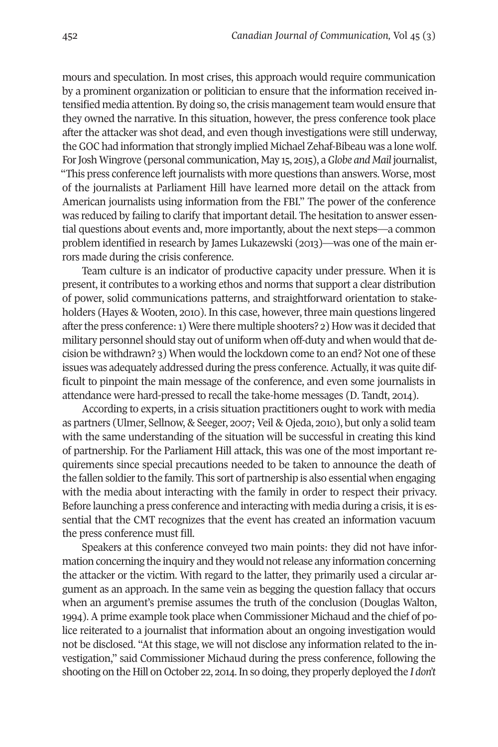mours and speculation. In most crises, this approach would require communication by a prominent organization or politician to ensure that the information received intensified media attention. By doing so, the crisis management team would ensure that they owned the narrative. In this situation, however, the press conference took place after the attacker was shot dead, and even though investigations were still underway, the GOC had information that strongly implied Michael Zehaf-Bibeau was a lone wolf. For Josh Wingrove (personal communication, May 15, 2015), a *Globe and Mail* journalist, "This press conference left journalists with more questions than answers. Worse, most of the journalists at Parliament Hill have learned more detail on the attack from American journalists using information from the FBI." The power of the conference was reduced by failing to clarify that important detail. The hesitation to answer essential questions about events and, more importantly, about the next steps—a common problem identified in research by James Lukazewski (2013)—was one of the main errors made during the crisis conference.

Team culture is an indicator of productive capacity under pressure. When it is present, it contributes to a working ethos and norms that support a clear distribution of power, solid communications patterns, and straightforward orientation to stakeholders (Hayes & Wooten, 2010). In this case, however, three main questions lingered after the press conference: 1) Were there multiple shooters? 2) How was it decided that military personnel should stay out of uniform when off-duty and when would that decision be withdrawn? 3) When would the lockdown come to an end? Not one of these issues was adequately addressed during the press conference. Actually, it was quite difficult to pinpoint the main message of the conference, and even some journalists in attendance were hard-pressed to recall the take-home messages (D. Tandt, 2014).

According to experts, in a crisis situation practitioners ought to work with media as partners (Ulmer, Sellnow, & Seeger, 2007; Veil & Ojeda, 2010), but only a solid team with the same understanding of the situation will be successful in creating this kind of partnership. For the Parliament Hill attack, this was one of the most important requirements since special precautions needed to be taken to announce the death of the fallen soldier to the family. This sort of partnership is also essential when engaging with the media about interacting with the family in order to respect their privacy. Before launching a press conference and interacting with media during a crisis, it is essential that the CMT recognizes that the event has created an information vacuum the press conference must fill.

Speakers at this conference conveyed two main points: they did not have information concerning the inquiry and they would not release any information concerning the attacker or the victim. With regard to the latter, they primarily used a circular argument as an approach. In the same vein as begging the question fallacy that occurs when an argument's premise assumes the truth of the conclusion (Douglas Walton, 1994). A prime example took place when Commissioner Michaud and the chief of police reiterated to a journalist that information about an ongoing investigation would not be disclosed. "At this stage, we will not disclose any information related to the investigation," said Commissioner Michaud during the press conference, following the shooting on the Hill on October 22, 2014. In so doing, they properly deployed the *I don't*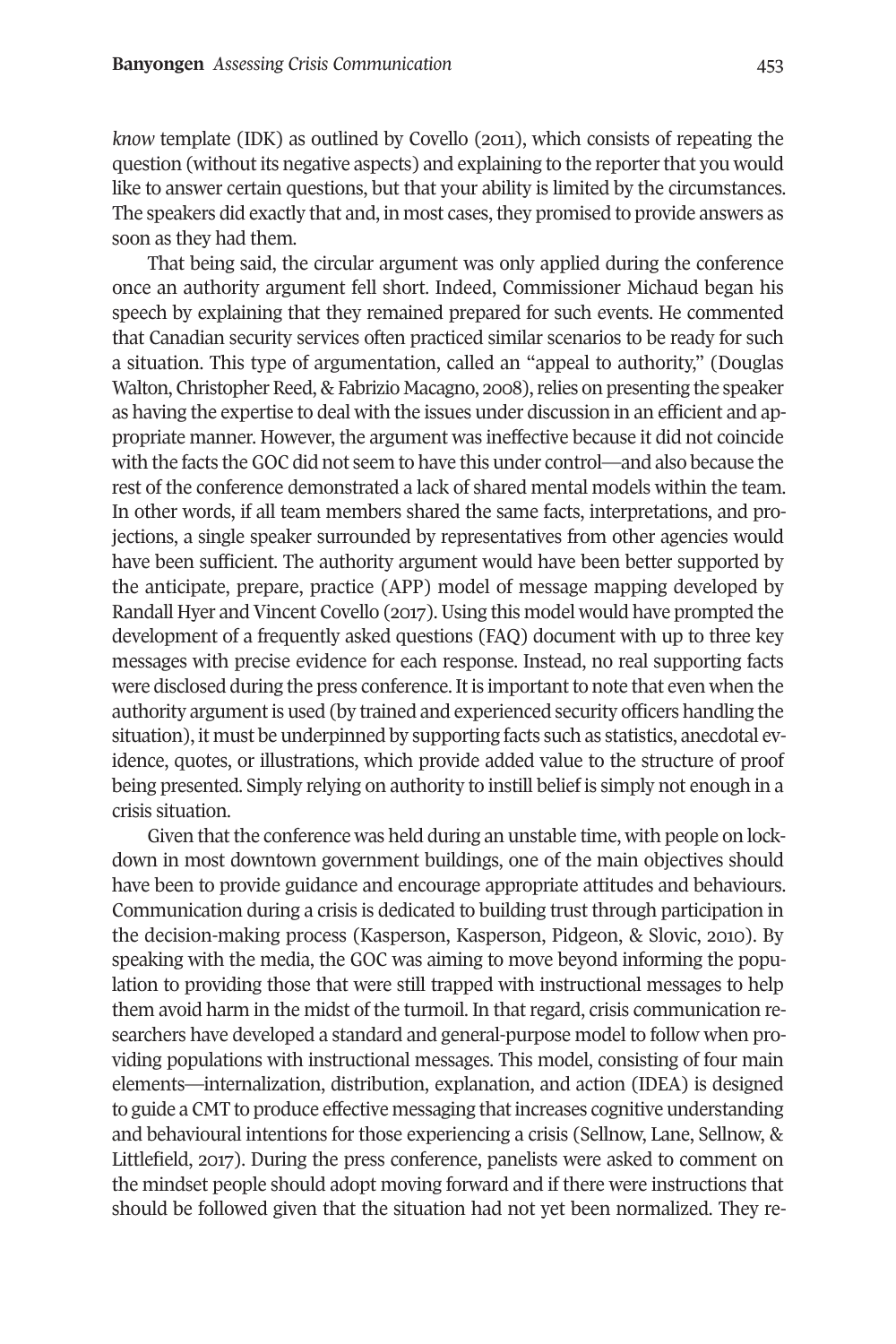*know* template (IDK) as outlined by Covello (2011), which consists of repeating the question (without its negative aspects) and explaining to the reporter that you would like to answer certain questions, but that your ability is limited by the circumstances. The speakers did exactly that and, in most cases, they promised to provide answers as soon as they had them.

That being said, the circular argument was only applied during the conference once an authority argument fell short. Indeed, Commissioner Michaud began his speech by explaining that they remained prepared for such events. He commented that Canadian security services often practiced similar scenarios to be ready for such a situation. This type of argumentation, called an "appeal to authority," (Douglas Walton, Christopher Reed, & Fabrizio Macagno, 2008), relies on presenting the speaker as having the expertise to deal with the issues under discussion in an efficient and appropriate manner. However, the argument was ineffective because it did not coincide with the facts the GOC did not seem to have this under control—and also because the rest of the conference demonstrated a lack of shared mental models within the team. In other words, if all team members shared the same facts, interpretations, and projections, a single speaker surrounded by representatives from other agencies would have been sufficient. The authority argument would have been better supported by the anticipate, prepare, practice (APP) model of message mapping developed by Randall Hyer and Vincent Covello (2017). Using this model would have prompted the development of a frequently asked questions (FAQ) document with up to three key messages with precise evidence for each response. Instead, no real supporting facts were disclosed during the press conference. It is important to note that even when the authority argument is used (by trained and experienced security officers handling the situation), it must be underpinned by supporting facts such as statistics, anecdotal evidence, quotes, or illustrations, which provide added value to the structure of proof being presented. Simply relying on authority to instill belief is simply not enough in a crisis situation.

Given that the conference was held during an unstable time, with people on lockdown in most downtown government buildings, one of the main objectives should have been to provide guidance and encourage appropriate attitudes and behaviours. Communication during a crisis is dedicated to building trust through participation in the decision-making process (Kasperson, Kasperson, Pidgeon, & Slovic, 2010). By speaking with the media, the GOC was aiming to move beyond informing the population to providing those that were still trapped with instructional messages to help them avoid harm in the midst of the turmoil. In that regard, crisis communication researchers have developed a standard and general-purpose model to follow when providing populations with instructional messages. This model, consisting of four main elements—internalization, distribution, explanation, and action (IDEA) is designed to guide a CMT to produce effective messaging that increases cognitive understanding and behavioural intentions for those experiencing a crisis (Sellnow, Lane, Sellnow, & Littlefield, 2017). During the press conference, panelists were asked to comment on the mindset people should adopt moving forward and if there were instructions that should be followed given that the situation had not yet been normalized. They re-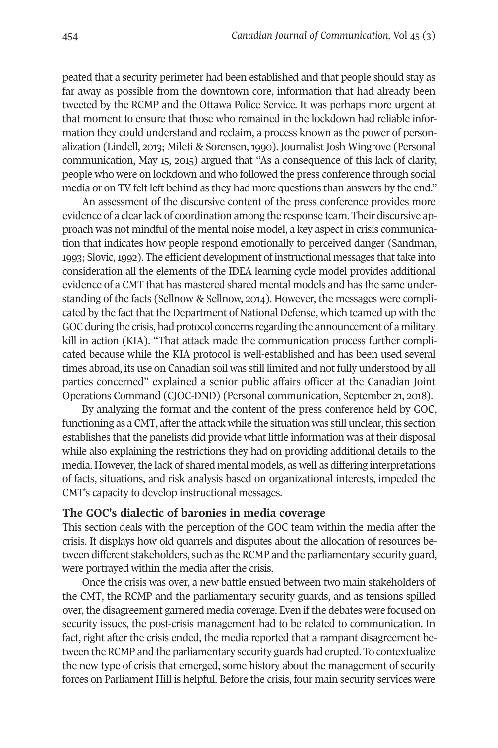peated that a security perimeter had been established and that people should stay as far away as possible from the downtown core, information that had already been tweeted by the RCMP and the Ottawa Police Service. It was perhaps more urgent at that moment to ensure that those who remained in the lockdown had reliable information they could understand and reclaim, a process known as the power of personalization (Lindell, 2013; Mileti & Sorensen, 1990). Journalist Josh Wingrove (Personal communication, May 15, 2015) argued that "As a consequence of this lack of clarity, people who were on lockdown and who followed the press conference through social media or on TV felt left behind as they had more questions than answers by the end."

An assessment of the discursive content of the press conference provides more evidence of a clear lack of coordination among the response team. Their discursive approach was not mindful of the mental noise model, a key aspect in crisis communication that indicates how people respond emotionally to perceived danger (Sandman, 1993; Slovic, 1992). The efficient development of instructional messages that take into consideration all the elements of the IDEA learning cycle model provides additional evidence of a CMT that has mastered shared mental models and has the same understanding of the facts (Sellnow & Sellnow, 2014). However, the messages were complicated by the fact that the Department of National Defense, which teamed up with the GOC during the crisis, had protocol concerns regarding the announcement of a military kill in action (KIA). "That attack made the communication process further complicated because while the KIA protocol is well-established and has been used several times abroad, its use on Canadian soil was still limited and not fully understood by all parties concerned" explained a senior public affairs officer at the Canadian Joint Operations Command (CJOC-DND) (Personal communication, September 21, 2018).

By analyzing the format and the content of the press conference held by GOC, functioning as a CMT, after the attack while the situation was still unclear, this section establishes that the panelists did provide what little information was at their disposal while also explaining the restrictions they had on providing additional details to the media. However, the lack of shared mental models, as well as differing interpretations of facts, situations, and risk analysis based on organizational interests, impeded the CMT's capacity to develop instructional messages.

## The GOC's dialectic of baronies in media coverage

This section deals with the perception of the GOC team within the media after the crisis. It displays how old quarrels and disputes about the allocation of resources between different stakeholders, such as the RCMP and the parliamentary security guard, were portrayed within the media after the crisis.

Once the crisis was over, a new battle ensued between two main stakeholders of the CMT, the RCMP and the parliamentary security guards, and as tensions spilled over, the disagreement garnered media coverage. Even if the debates were focused on security issues, the post-crisis management had to be related to communication. In fact, right after the crisis ended, the media reported that a rampant disagreement between the RCMP and the parliamentary security guards had erupted. To contextualize the new type of crisis that emerged, some history about the management of security forces on Parliament Hill is helpful. Before the crisis, four main security services were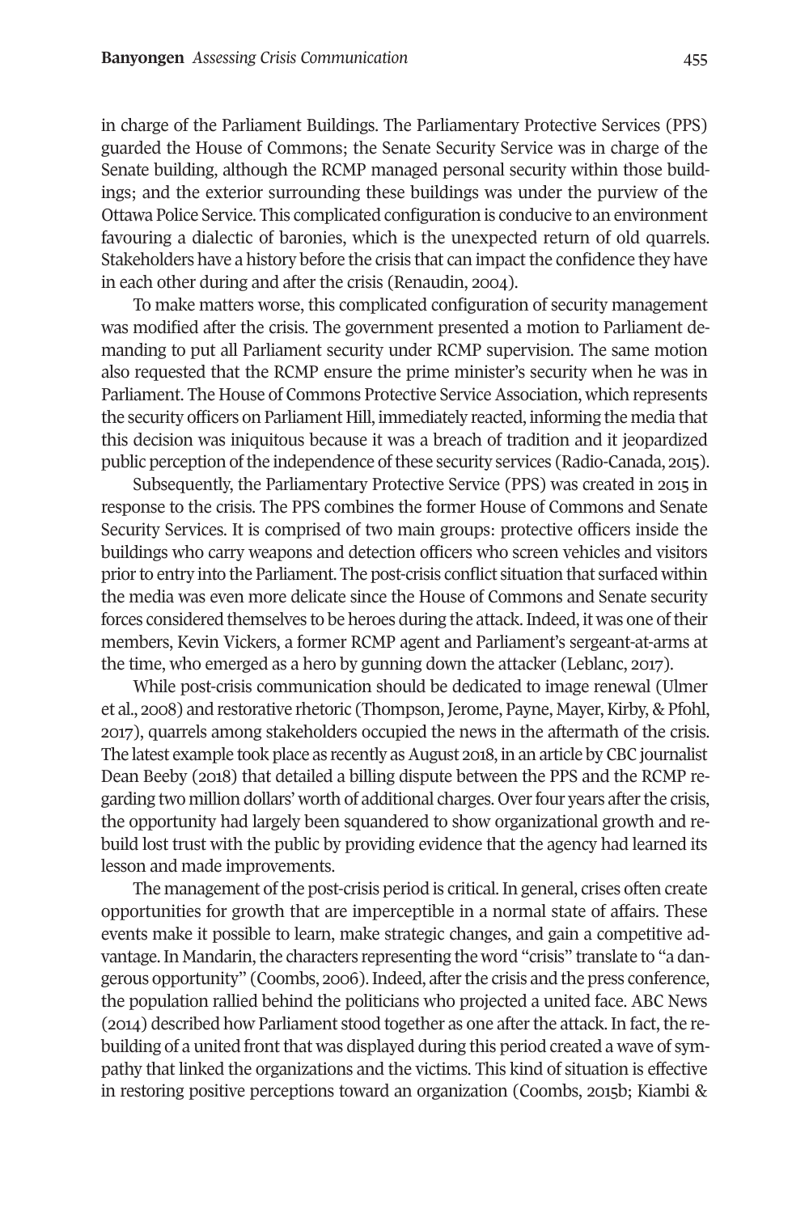in charge of the Parliament Buildings. The Parliamentary Protective Services (PPS) guarded the House of Commons; the Senate Security Service was in charge of the Senate building, although the RCMP managed personal security within those buildings; and the exterior surrounding these buildings was under the purview of the Ottawa Police Service. This complicated configuration is conducive to an environment favouring a dialectic of baronies, which is the unexpected return of old quarrels. Stakeholders have a history before the crisis that can impact the confidence they have in each other during and after the crisis (Renaudin, 2004).

To make matters worse, this complicated configuration of security management was modified after the crisis. The government presented a motion to Parliament demanding to put all Parliament security under RCMP supervision. The same motion also requested that the RCMP ensure the prime minister's security when he was in Parliament. The House of Commons Protective Service Association, which represents the security officers on Parliament Hill, immediately reacted, informing the media that this decision was iniquitous because it was a breach of tradition and it jeopardized public perception of the independence of these security services (Radio-Canada, 2015).

Subsequently, the Parliamentary Protective Service (PPS) was created in 2015 in response to the crisis. The PPS combines the former House of Commons and Senate Security Services. It is comprised of two main groups: protective officers inside the buildings who carry weapons and detection officers who screen vehicles and visitors prior to entry into the Parliament. The post-crisis conflict situation that surfaced within the media was even more delicate since the House of Commons and Senate security forces considered themselves to be heroes during the attack. Indeed, it was one of their members, Kevin Vickers, a former RCMP agent and Parliament's sergeant-at-arms at the time, who emerged as a hero by gunning down the attacker (Leblanc, 2017).

While post-crisis communication should be dedicated to image renewal (Ulmer et al., 2008) and restorative rhetoric (Thompson, Jerome, Payne, Mayer, Kirby, & Pfohl, 2017), quarrels among stakeholders occupied the news in the aftermath of the crisis. The latest example took place as recently as August 2018, in an article by CBC journalist Dean Beeby (2018) that detailed a billing dispute between the PPS and the RCMP regarding two million dollars' worth of additional charges. Over four years after the crisis, the opportunity had largely been squandered to show organizational growth and rebuild lost trust with the public by providing evidence that the agency had learned its lesson and made improvements.

The management of the post-crisis period is critical. In general, crises often create opportunities for growth that are imperceptible in a normal state of affairs. These events make it possible to learn, make strategic changes, and gain a competitive advantage. In Mandarin, the characters representing the word "crisis" translate to "a dangerous opportunity" (Coombs, 2006). Indeed, after the crisis and the press conference, the population rallied behind the politicians who projected a united face. ABC News (2014) described how Parliament stood together as one after the attack. In fact, the rebuilding of a united front that was displayed during this period created a wave of sympathy that linked the organizations and the victims. This kind of situation is effective in restoring positive perceptions toward an organization (Coombs, 2015b; Kiambi &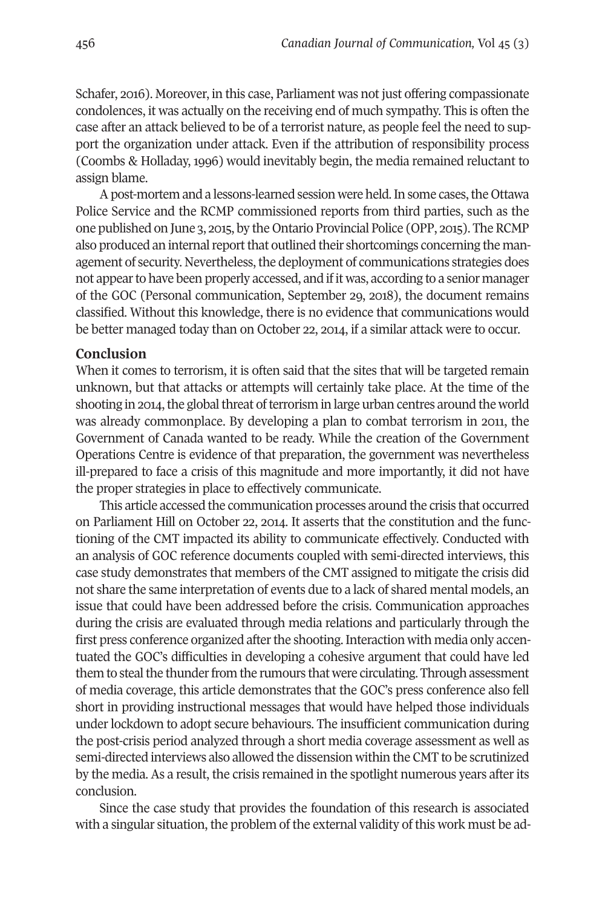Schafer, 2016). Moreover, in this case, Parliament was not just offering compassionate condolences, it was actually on the receiving end of much sympathy. This is often the case after an attack believed to be of a terrorist nature, as people feel the need to support the organization under attack. Even if the attribution of responsibility process (Coombs & Holladay, 1996) would inevitably begin, the media remained reluctant to assign blame.

A post-mortem and a lessons-learned session were held. In some cases, the Ottawa Police Service and the RCMP commissioned reports from third parties, such as the one published on June 3, 2015, by the Ontario Provincial Police (OPP, 2015). The RCMP also produced an internal report that outlined their shortcomings concerning the management of security. Nevertheless, the deployment of communications strategies does not appear to have been properly accessed, and if it was, according to a senior manager of the GOC (Personal communication, September 29, 2018), the document remains classified. Without this knowledge, there is no evidence that communications would be better managed today than on October 22, 2014, if a similar attack were to occur.

## Conclusion

When it comes to terrorism, it is often said that the sites that will be targeted remain unknown, but that attacks or attempts will certainly take place. At the time of the shooting in 2014, the global threat of terrorism in large urban centres around the world was already commonplace. By developing a plan to combat terrorism in 2011, the Government of Canada wanted to be ready. While the creation of the Government Operations Centre is evidence of that preparation, the government was nevertheless ill-prepared to face a crisis of this magnitude and more importantly, it did not have the proper strategies in place to effectively communicate.

This article accessed the communication processes around the crisis that occurred on Parliament Hill on October 22, 2014. It asserts that the constitution and the functioning of the CMT impacted its ability to communicate effectively. Conducted with an analysis of GOC reference documents coupled with semi-directed interviews, this case study demonstrates that members of the CMT assigned to mitigate the crisis did not share the same interpretation of events due to a lack of shared mental models, an issue that could have been addressed before the crisis. Communication approaches during the crisis are evaluated through media relations and particularly through the first press conference organized after the shooting. Interaction with media only accentuated the GOC's difficulties in developing a cohesive argument that could have led them to steal the thunder from the rumours that were circulating. Through assessment of media coverage, this article demonstrates that the GOC's press conference also fell short in providing instructional messages that would have helped those individuals under lockdown to adopt secure behaviours. The insufficient communication during the post-crisis period analyzed through a short media coverage assessment as well as semi-directed interviews also allowed the dissension within the CMT to be scrutinized by the media. As a result, the crisis remained in the spotlight numerous years after its conclusion.

Since the case study that provides the foundation of this research is associated with a singular situation, the problem of the external validity of this work must be ad-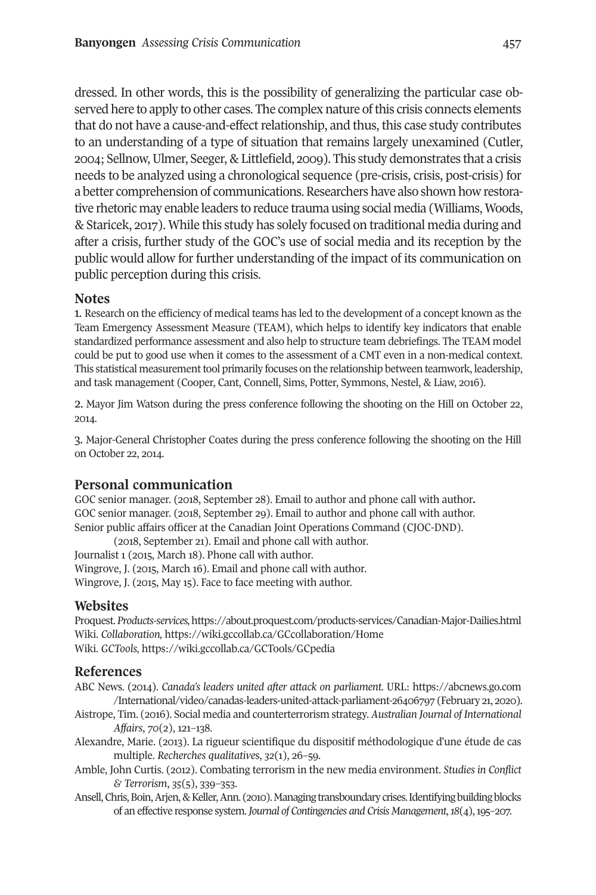dressed. In other words, this is the possibility of generalizing the particular case observed here to apply to other cases. The complex nature of this crisis connects elements that do not have a cause-and-effect relationship, and thus, this case study contributes to an understanding of a type of situation that remains largely unexamined (Cutler, 2004; Sellnow, Ulmer, Seeger, & Littlefield, 2009). This study demonstrates that a crisis needs to be analyzed using a chronological sequence (pre-crisis, crisis, post-crisis) for a better comprehension of communications. Researchers have also shown how restorative rhetoric may enable leaders to reduce trauma using social media (Williams, Woods, & Staricek, 2017). While this study has solely focused on traditional media during and after a crisis, further study of the GOC's use of social media and its reception by the public would allow for further understanding of the impact of its communication on public perception during this crisis.

## Notes

1. Research on the efficiency of medical teams has led to the development of a concept known as the Team Emergency Assessment Measure (TEAM), which helps to identify key indicators that enable standardized performance assessment and also help to structure team debriefings. The TEAM model could be put to good use when it comes to the assessment of a CMT even in a non-medical context. This statistical measurement tool primarily focuses on the relationship between teamwork, leadership, and task management (Cooper, Cant, Connell, Sims, Potter, Symmons, Nestel, & Liaw, 2016).

2. Mayor Jim Watson during the press conference following the shooting on the Hill on October 22, 2014.

3. Major-General Christopher Coates during the press conference following the shooting on the Hill on October 22, 2014.

## Personal communication

GOC senior manager. (2018, September 28). Email to author and phone call with author.
GOC senior manager. (2018, September 29). Email to author and phone call with author.
Senior public affairs officer at the Canadian Joint Operations Command (CJOC-DND). (2018, September 21). Email and phone call with author.
Journalist 1 (2015, March 18). Phone call with author.
Wingrove, J. (2015, March 16). Email and phone call with author.
Wingrove, J. (2015, May 15). Face to face meeting with author.

## Websites

Proquest. *Products-services,* https://about.proquest.com/products-services/Canadian-Major-Dailies.html
Wiki. *Collaboration,* https://wiki.gccollab.ca/GCcollaboration/Home
Wiki. *GCTools,* https://wiki.gccollab.ca/GCTools/GCpedia

## References

ABC News. (2014). *Canada's leaders united after attack on parliament.* URL: https://abcnews.go.com/International/video/canadas-leaders-united-attack-parliament-26406797 (February 21, 2020).

Aistrope, Tim. (2016). Social media and counterterrorism strategy. *Australian Journal of International Affairs*, *70*(2), 121–138.

Alexandre, Marie. (2013). La rigueur scientifique du dispositif méthodologique d'une étude de cas multiple. *Recherches qualitatives*, *32*(1), 26–59.

Amble, John Curtis. (2012). Combating terrorism in the new media environment. *Studies in Conflict & Terrorism*, *35*(5), 339–353.

Ansell, Chris, Boin, Arjen, & Keller, Ann. (2010). Managing transboundary crises. Identifying building blocks of an effective response system. *Journal of Contingencies and Crisis Management*, *18*(4), 195–207.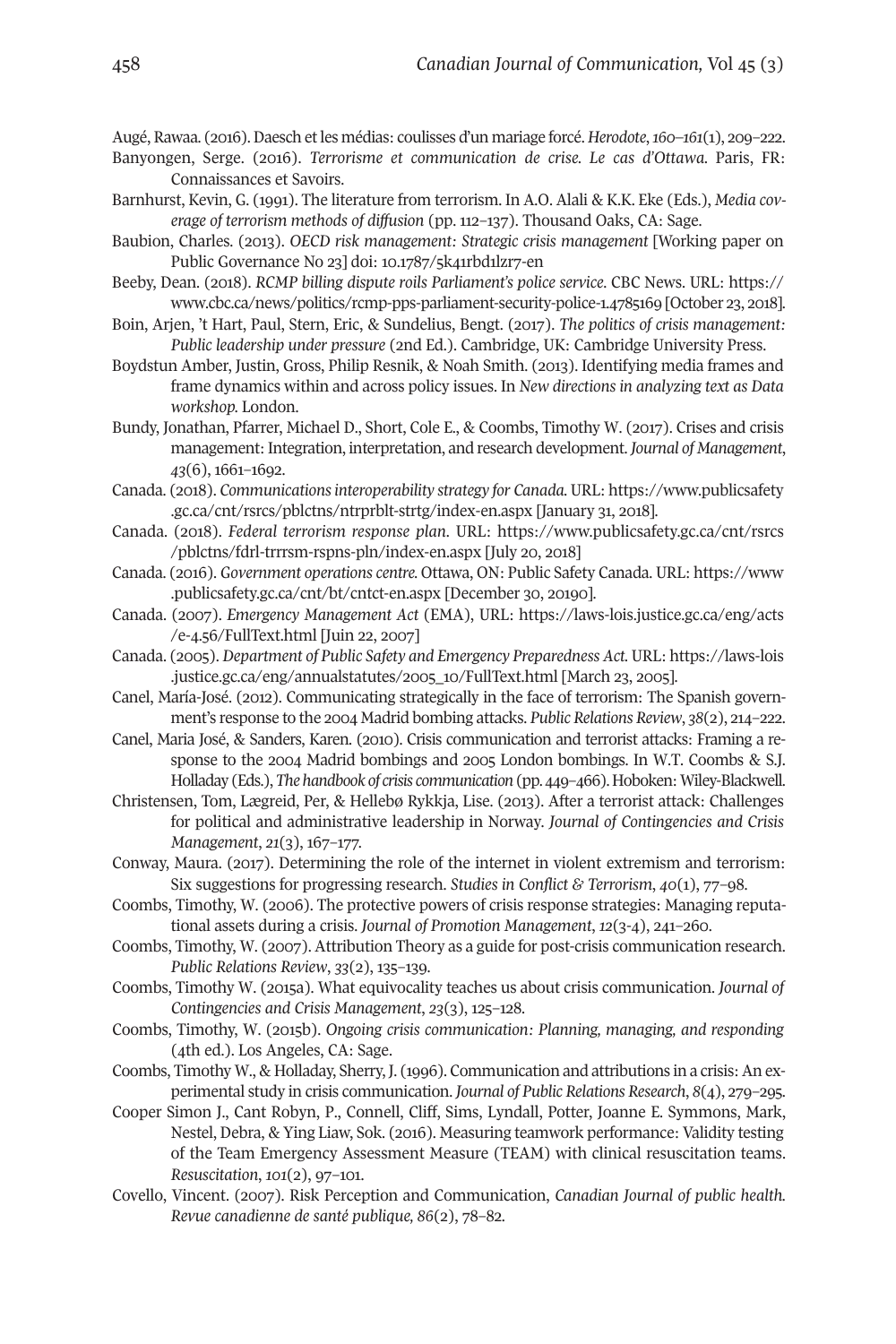Augé, Rawaa. (2016). Daesch et les médias: coulisses d'un mariage forcé. *Herodote*, *160–161*(1), 209–222.

Banyongen, Serge. (2016). *Terrorisme et communication de crise. Le cas d'Ottawa.* Paris, FR: Connaissances et Savoirs.

Barnhurst, Kevin, G. (1991). The literature from terrorism. In A.O. Alali & K.K. Eke (Eds.), *Media coverage of terrorism methods of diffusion* (pp. 112–137). Thousand Oaks, CA: Sage.

Baubion, Charles. (2013). *OECD risk management: Strategic crisis management* [Working paper on Public Governance No 23] doi: 10.1787/5k41rbd1lzr7-en

Beeby, Dean. (2018). *RCMP billing dispute roils Parliament's police service.* CBC News. URL: https://www.cbc.ca/news/politics/rcmp-pps-parliament-security-police-1.4785169 [October 23, 2018].

Boin, Arjen, 't Hart, Paul, Stern, Eric, & Sundelius, Bengt. (2017). *The politics of crisis management: Public leadership under pressure* (2nd Ed.). Cambridge, UK: Cambridge University Press.

Boydstun Amber, Justin, Gross, Philip Resnik, & Noah Smith. (2013). Identifying media frames and frame dynamics within and across policy issues. In *New directions in analyzing text as Data workshop.* London.

Bundy, Jonathan, Pfarrer, Michael D., Short, Cole E., & Coombs, Timothy W. (2017). Crises and crisis management: Integration, interpretation, and research development. *Journal of Management*, *43*(6), 1661–1692.

Canada. (2018). *Communications interoperability strategy for Canada.* URL: https://www.publicsafety.gc.ca/cnt/rsrcs/pblctns/ntrprblt-strtg/index-en.aspx [January 31, 2018].

Canada. (2018). *Federal terrorism response plan.* URL: https://www.publicsafety.gc.ca/cnt/rsrcs/pblctns/fdrl-trrrsm-rspns-pln/index-en.aspx [July 20, 2018]

Canada. (2016). *Government operations centre.* Ottawa, ON: Public Safety Canada. URL: https://www.publicsafety.gc.ca/cnt/bt/cntct-en.aspx [December 30, 20190].

Canada. (2007). *Emergency Management Act* (EMA), URL: https://laws-lois.justice.gc.ca/eng/acts/e-4.56/FullText.html [Juin 22, 2007]

Canada. (2005). *Department of Public Safety and Emergency Preparedness Act.* URL: https://laws-lois.justice.gc.ca/eng/annualstatutes/2005_10/FullText.html [March 23, 2005].

Canel, María-José. (2012). Communicating strategically in the face of terrorism: The Spanish government's response to the 2004 Madrid bombing attacks. *Public Relations Review*, *38*(2), 214–222.

Canel, Maria José, & Sanders, Karen. (2010). Crisis communication and terrorist attacks: Framing a response to the 2004 Madrid bombings and 2005 London bombings. In W.T. Coombs & S.J. Holladay (Eds.), *The handbook of crisis communication* (pp. 449–466). Hoboken: Wiley-Blackwell.

Christensen, Tom, Lægreid, Per, & Hellebø Rykkja, Lise. (2013). After a terrorist attack: Challenges for political and administrative leadership in Norway. *Journal of Contingencies and Crisis Management*, *21*(3), 167–177.

Conway, Maura. (2017). Determining the role of the internet in violent extremism and terrorism: Six suggestions for progressing research. *Studies in Conflict & Terrorism*, *40*(1), 77–98.

Coombs, Timothy, W. (2006). The protective powers of crisis response strategies: Managing reputational assets during a crisis. *Journal of Promotion Management*, *12*(3-4), 241–260.

Coombs, Timothy, W. (2007). Attribution Theory as a guide for post-crisis communication research. *Public Relations Review*, *33*(2), 135–139.

Coombs, Timothy W. (2015a). What equivocality teaches us about crisis communication. *Journal of Contingencies and Crisis Management*, *23*(3), 125–128.

Coombs, Timothy, W. (2015b). *Ongoing crisis communication: Planning, managing, and responding* (4th ed.). Los Angeles, CA: Sage.

Coombs, Timothy W., & Holladay, Sherry, J. (1996). Communication and attributions in a crisis: An experimental study in crisis communication. *Journal of Public Relations Research*, *8*(4), 279–295.

Cooper Simon J., Cant Robyn, P., Connell, Cliff, Sims, Lyndall, Potter, Joanne E. Symmons, Mark, Nestel, Debra, & Ying Liaw, Sok. (2016). Measuring teamwork performance: Validity testing of the Team Emergency Assessment Measure (TEAM) with clinical resuscitation teams. *Resuscitation*, *101*(2), 97–101.

Covello, Vincent. (2007). Risk Perception and Communication, *Canadian Journal of public health. Revue canadienne de santé publique, 86*(2), 78–82.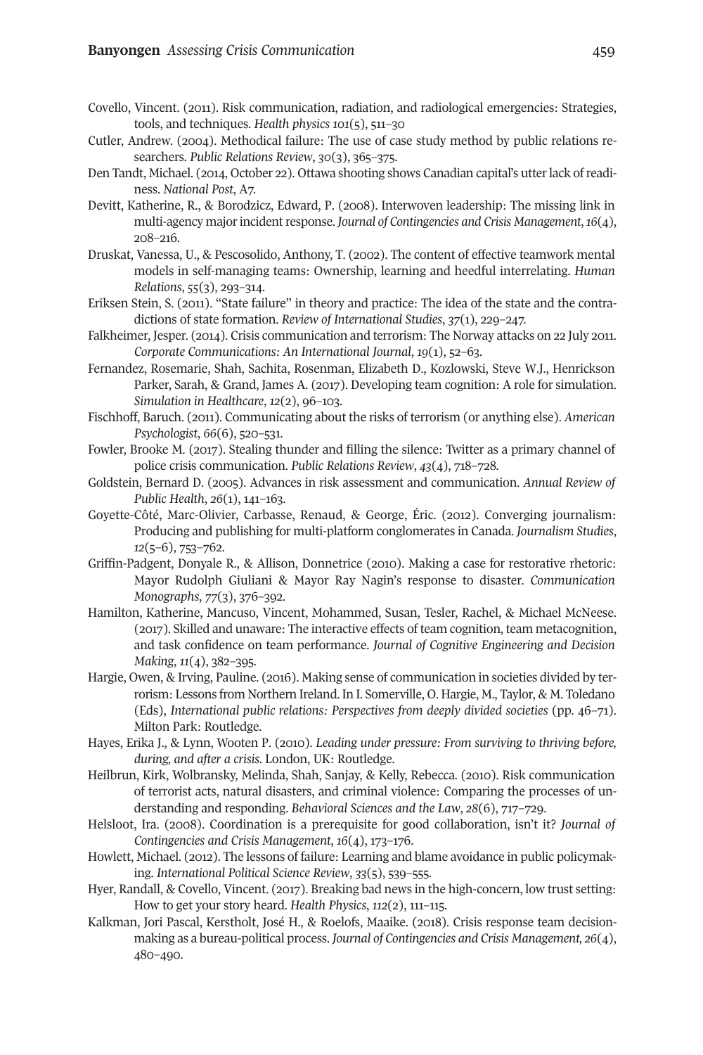Covello, Vincent. (2011). Risk communication, radiation, and radiological emergencies: Strategies, tools, and techniques. *Health physics 101*(5), 511–30

Cutler, Andrew. (2004). Methodical failure: The use of case study method by public relations researchers. *Public Relations Review*, *30*(3), 365–375.

Den Tandt, Michael. (2014, October 22). Ottawa shooting shows Canadian capital's utter lack of readiness. *National Post*, A7.

Devitt, Katherine, R., & Borodzicz, Edward, P. (2008). Interwoven leadership: The missing link in multi-agency major incident response. *Journal of Contingencies and Crisis Management*, *16*(4), 208–216.

Druskat, Vanessa, U., & Pescosolido, Anthony, T. (2002). The content of effective teamwork mental models in self-managing teams: Ownership, learning and heedful interrelating. *Human Relations*, *55*(3), 293–314.

Eriksen Stein, S. (2011). "State failure" in theory and practice: The idea of the state and the contradictions of state formation. *Review of International Studies*, *37*(1), 229–247.

Falkheimer, Jesper. (2014). Crisis communication and terrorism: The Norway attacks on 22 July 2011. *Corporate Communications: An International Journal*, *19*(1), 52–63.

Fernandez, Rosemarie, Shah, Sachita, Rosenman, Elizabeth D., Kozlowski, Steve W.J., Henrickson Parker, Sarah, & Grand, James A. (2017). Developing team cognition: A role for simulation. *Simulation in Healthcare*, *12*(2), 96–103.

Fischhoff, Baruch. (2011). Communicating about the risks of terrorism (or anything else). *American Psychologist*, *66*(6), 520–531.

Fowler, Brooke M. (2017). Stealing thunder and filling the silence: Twitter as a primary channel of police crisis communication. *Public Relations Review*, *43*(4), 718–728.

Goldstein, Bernard D. (2005). Advances in risk assessment and communication. *Annual Review of Public Health*, *26*(1), 141–163.

Goyette-Côté, Marc-Olivier, Carbasse, Renaud, & George, Éric. (2012). Converging journalism: Producing and publishing for multi-platform conglomerates in Canada. *Journalism Studies*, *12*(5–6), 753–762.

Griffin-Padgent, Donyale R., & Allison, Donnetrice (2010). Making a case for restorative rhetoric: Mayor Rudolph Giuliani & Mayor Ray Nagin's response to disaster. *Communication Monographs*, *77*(3), 376–392.

Hamilton, Katherine, Mancuso, Vincent, Mohammed, Susan, Tesler, Rachel, & Michael McNeese. (2017). Skilled and unaware: The interactive effects of team cognition, team metacognition, and task confidence on team performance. *Journal of Cognitive Engineering and Decision Making*, *11*(4), 382–395.

Hargie, Owen, & Irving, Pauline. (2016). Making sense of communication in societies divided by terrorism: Lessons from Northern Ireland. In I. Somerville, O. Hargie, M., Taylor, & M. Toledano (Eds), *International public relations: Perspectives from deeply divided societies* (pp. 46–71). Milton Park: Routledge.

Hayes, Erika J., & Lynn, Wooten P. (2010). *Leading under pressure: From surviving to thriving before, during, and after a crisis*. London, UK: Routledge.

Heilbrun, Kirk, Wolbransky, Melinda, Shah, Sanjay, & Kelly, Rebecca. (2010). Risk communication of terrorist acts, natural disasters, and criminal violence: Comparing the processes of understanding and responding. *Behavioral Sciences and the Law*, *28*(6), 717–729.

Helsloot, Ira. (2008). Coordination is a prerequisite for good collaboration, isn't it? *Journal of Contingencies and Crisis Management*, *16*(4), 173–176.

Howlett, Michael. (2012). The lessons of failure: Learning and blame avoidance in public policymaking. *International Political Science Review*, *33*(5), 539–555.

Hyer, Randall, & Covello, Vincent. (2017). Breaking bad news in the high-concern, low trust setting: How to get your story heard. *Health Physics*, *112*(2), 111–115.

Kalkman, Jori Pascal, Kerstholt, José H., & Roelofs, Maaike. (2018). Crisis response team decision-making as a bureau-political process. *Journal of Contingencies and Crisis Management, 26*(4), 480–490.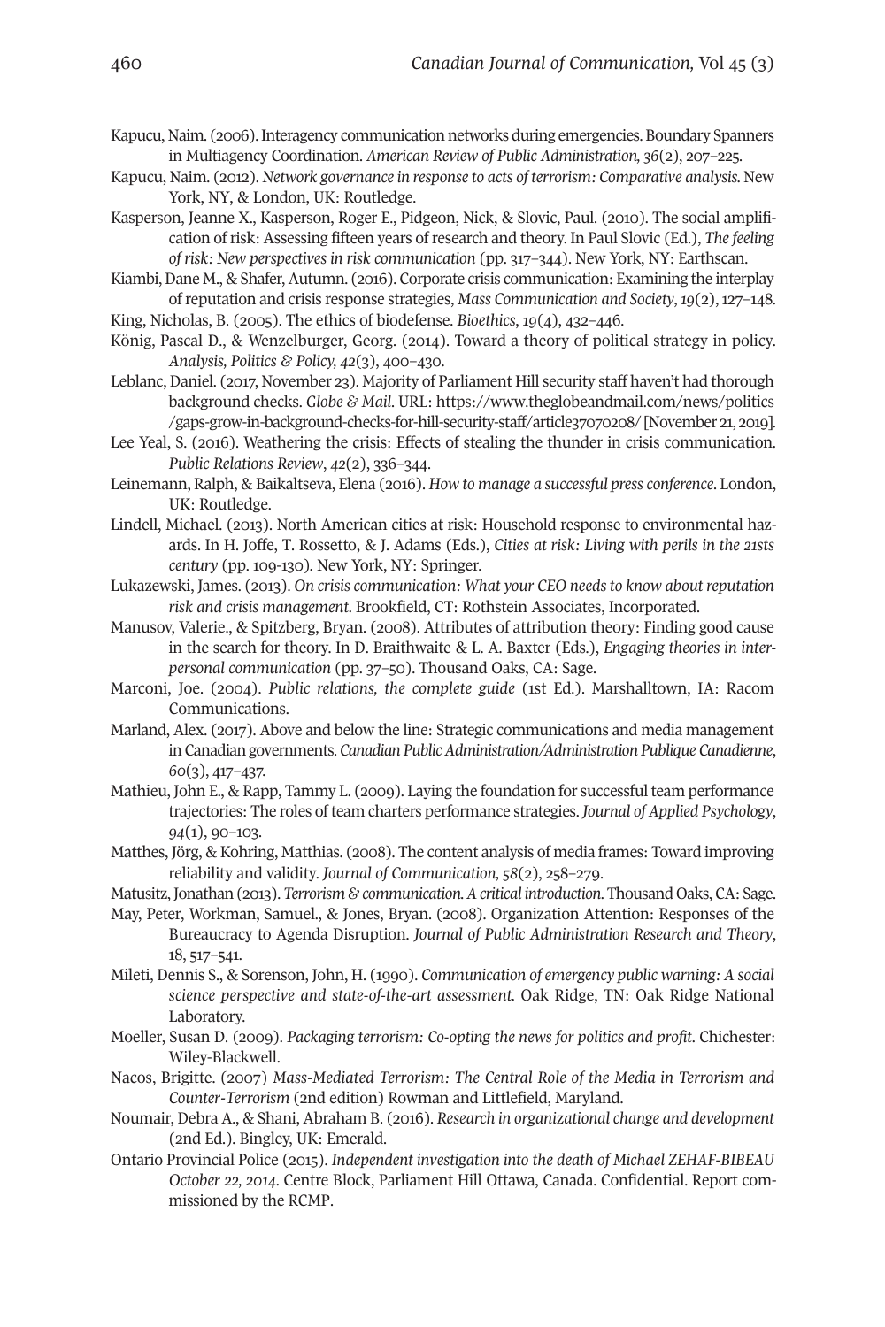Kapucu, Naim. (2006). Interagency communication networks during emergencies. Boundary Spanners in Multiagency Coordination. *American Review of Public Administration, 36*(2), 207–225.

Kapucu, Naim. (2012). *Network governance in response to acts of terrorism: Comparative analysis*. New York, NY, & London, UK: Routledge.

Kasperson, Jeanne X., Kasperson, Roger E., Pidgeon, Nick, & Slovic, Paul. (2010). The social amplification of risk: Assessing fifteen years of research and theory. In Paul Slovic (Ed.), *The feeling of risk: New perspectives in risk communication* (pp. 317–344). New York, NY: Earthscan.

Kiambi, Dane M., & Shafer, Autumn. (2016). Corporate crisis communication: Examining the interplay of reputation and crisis response strategies, *Mass Communication and Society*, *19*(2), 127–148.

King, Nicholas, B. (2005). The ethics of biodefense. *Bioethics*, *19*(4), 432–446.

König, Pascal D., & Wenzelburger, Georg. (2014). Toward a theory of political strategy in policy. *Analysis, Politics & Policy, 42*(3), 400–430.

Leblanc, Daniel. (2017, November 23). Majority of Parliament Hill security staff haven't had thorough background checks. *Globe & Mail*. URL: https://www.theglobeandmail.com/news/politics/gaps-grow-in-background-checks-for-hill-security-staff/article37070208/ [November 21, 2019].

Lee Yeal, S. (2016). Weathering the crisis: Effects of stealing the thunder in crisis communication. *Public Relations Review*, *42*(2), 336–344.

Leinemann, Ralph, & Baikaltseva, Elena (2016). *How to manage a successful press conference*. London, UK: Routledge.

Lindell, Michael. (2013). North American cities at risk: Household response to environmental hazards. In H. Joffe, T. Rossetto, & J. Adams (Eds.), *Cities at risk: Living with perils in the 21sts century* (pp. 109-130). New York, NY: Springer.

Lukazewski, James. (2013). *On crisis communication: What your CEO needs to know about reputation risk and crisis management*. Brookfield, CT: Rothstein Associates, Incorporated.

Manusov, Valerie., & Spitzberg, Bryan. (2008). Attributes of attribution theory: Finding good cause in the search for theory. In D. Braithwaite & L. A. Baxter (Eds.), *Engaging theories in interpersonal communication* (pp. 37–50). Thousand Oaks, CA: Sage.

Marconi, Joe. (2004). *Public relations, the complete guide* (1st Ed.). Marshalltown, IA: Racom Communications.

Marland, Alex. (2017). Above and below the line: Strategic communications and media management in Canadian governments. *Canadian Public Administration/Administration Publique Canadienne*, *60*(3), 417–437.

Mathieu, John E., & Rapp, Tammy L. (2009). Laying the foundation for successful team performance trajectories: The roles of team charters performance strategies. *Journal of Applied Psychology*, *94*(1), 90–103.

Matthes, Jörg, & Kohring, Matthias. (2008). The content analysis of media frames: Toward improving reliability and validity. *Journal of Communication*, *58*(2), 258–279.

Matusitz, Jonathan (2013). *Terrorism & communication. A critical introduction*. Thousand Oaks, CA: Sage.

May, Peter, Workman, Samuel., & Jones, Bryan. (2008). Organization Attention: Responses of the Bureaucracy to Agenda Disruption. *Journal of Public Administration Research and Theory*, 18, 517–541.

Mileti, Dennis S., & Sorenson, John, H. (1990). *Communication of emergency public warning: A social science perspective and state-of-the-art assessment.* Oak Ridge, TN: Oak Ridge National Laboratory.

Moeller, Susan D. (2009). *Packaging terrorism: Co-opting the news for politics and profit*. Chichester: Wiley-Blackwell.

Nacos, Brigitte. (2007) *Mass-Mediated Terrorism: The Central Role of the Media in Terrorism and Counter-Terrorism* (2nd edition) Rowman and Littlefield, Maryland.

Noumair, Debra A., & Shani, Abraham B. (2016). *Research in organizational change and development* (2nd Ed.). Bingley, UK: Emerald.

Ontario Provincial Police (2015). *Independent investigation into the death of Michael ZEHAF-BIBEAU October 22, 2014*. Centre Block, Parliament Hill Ottawa, Canada. Confidential. Report commissioned by the RCMP.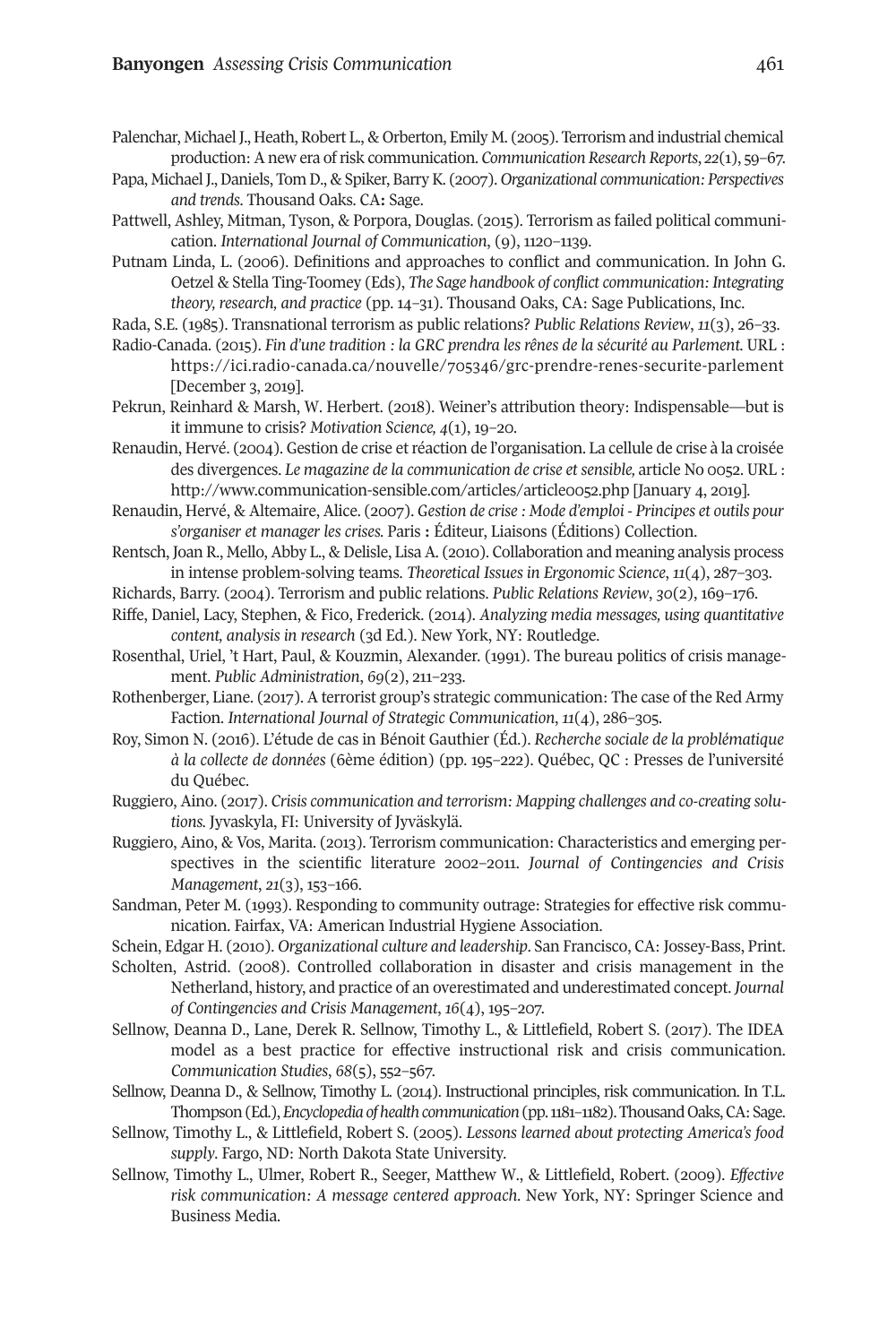Palenchar, Michael J., Heath, Robert L., & Orberton, Emily M. (2005). Terrorism and industrial chemical production: A new era of risk communication. *Communication Research Reports*, *22*(1), 59–67.

Papa, Michael J., Daniels, Tom D., & Spiker, Barry K. (2007). *Organizational communication: Perspectives and trends*. Thousand Oaks. CA**:** Sage.

Pattwell, Ashley, Mitman, Tyson, & Porpora, Douglas. (2015). Terrorism as failed political communication. *International Journal of Communication*, (9), 1120–1139.

Putnam Linda, L. (2006). Definitions and approaches to conflict and communication. In John G. Oetzel & Stella Ting-Toomey (Eds), *The Sage handbook of conflict communication: Integrating theory, research, and practice* (pp. 14–31). Thousand Oaks, CA: Sage Publications, Inc.

Rada, S.E. (1985). Transnational terrorism as public relations? *Public Relations Review*, *11*(3), 26–33.

Radio-Canada. (2015). *Fin d'une tradition : la GRC prendra les rênes de la sécurité au Parlement.* URL : https://ici.radio-canada.ca/nouvelle/705346/grc-prendre-renes-securite-parlement [December 3, 2019].

Pekrun, Reinhard & Marsh, W. Herbert. (2018). Weiner's attribution theory: Indispensable—but is it immune to crisis? *Motivation Science, 4*(1), 19–20.

Renaudin, Hervé. (2004). Gestion de crise et réaction de l'organisation. La cellule de crise à la croisée des divergences. *Le magazine de la communication de crise et sensible,* article No 0052. URL : http://www.communication-sensible.com/articles/article0052.php [January 4, 2019].

Renaudin, Hervé, & Altemaire, Alice. (2007). *Gestion de crise : Mode d'emploi - Principes et outils pour s'organiser et manager les crises.* Paris **:** Éditeur, Liaisons (Éditions) Collection.

Rentsch, Joan R., Mello, Abby L., & Delisle, Lisa A. (2010). Collaboration and meaning analysis process in intense problem-solving teams. *Theoretical Issues in Ergonomic Science*, *11*(4), 287–303.

Richards, Barry. (2004). Terrorism and public relations. *Public Relations Review*, *30*(2), 169–176.

Riffe, Daniel, Lacy, Stephen, & Fico, Frederick. (2014). *Analyzing media messages, using quantitative content, analysis in research* (3d Ed.). New York, NY: Routledge.

Rosenthal, Uriel, 't Hart, Paul, & Kouzmin, Alexander. (1991). The bureau politics of crisis management. *Public Administration*, *69*(2), 211–233.

Rothenberger, Liane. (2017). A terrorist group's strategic communication: The case of the Red Army Faction. *International Journal of Strategic Communication*, *11*(4), 286–305.

Roy, Simon N. (2016). L'étude de cas in Bénoit Gauthier (Éd.). *Recherche sociale de la problématique à la collecte de données* (6ème édition) (pp. 195–222). Québec, QC : Presses de l'université du Québec.

Ruggiero, Aino. (2017). *Crisis communication and terrorism: Mapping challenges and co-creating solutions.* Jyvaskyla, FI: University of Jyväskylä.

Ruggiero, Aino, & Vos, Marita. (2013). Terrorism communication: Characteristics and emerging perspectives in the scientific literature 2002–2011. *Journal of Contingencies and Crisis Management*, *21*(3), 153–166.

Sandman, Peter M. (1993). Responding to community outrage: Strategies for effective risk communication. Fairfax, VA: American Industrial Hygiene Association.

Schein, Edgar H. (2010). *Organizational culture and leadership*. San Francisco, CA: Jossey-Bass, Print.

Scholten, Astrid. (2008). Controlled collaboration in disaster and crisis management in the Netherland, history, and practice of an overestimated and underestimated concept. *Journal of Contingencies and Crisis Management*, *16*(4), 195–207.

Sellnow, Deanna D., Lane, Derek R. Sellnow, Timothy L., & Littlefield, Robert S. (2017). The IDEA model as a best practice for effective instructional risk and crisis communication. *Communication Studies*, *68*(5), 552–567.

Sellnow, Deanna D., & Sellnow, Timothy L. (2014). Instructional principles, risk communication. In T.L. Thompson (Ed.), *Encyclopedia of health communication* (pp. 1181–1182). Thousand Oaks, CA: Sage.

Sellnow, Timothy L., & Littlefield, Robert S. (2005). *Lessons learned about protecting America's food supply*. Fargo, ND: North Dakota State University.

Sellnow, Timothy L., Ulmer, Robert R., Seeger, Matthew W., & Littlefield, Robert. (2009). *Effective risk communication: A message centered approach*. New York, NY: Springer Science and Business Media.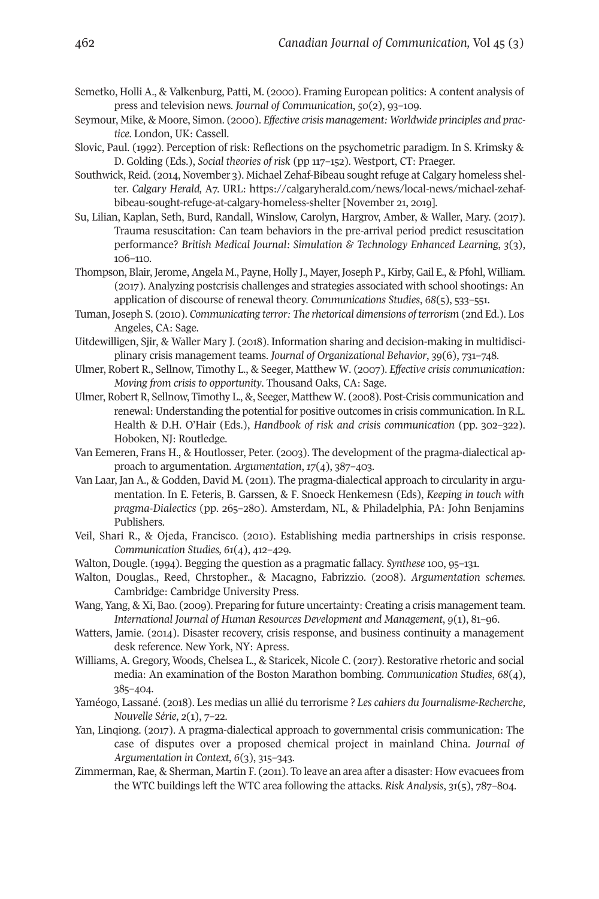Semetko, Holli A., & Valkenburg, Patti, M. (2000). Framing European politics: A content analysis of press and television news. *Journal of Communication*, *50*(2), 93–109.

Seymour, Mike, & Moore, Simon. (2000). *Effective crisis management: Worldwide principles and practice*. London, UK: Cassell.

Slovic, Paul. (1992). Perception of risk: Reflections on the psychometric paradigm. In S. Krimsky & D. Golding (Eds.), *Social theories of risk* (pp 117–152). Westport, CT: Praeger.

Southwick, Reid. (2014, November 3). Michael Zehaf-Bibeau sought refuge at Calgary homeless shelter. *Calgary Herald,* A7. URL: https://calgaryherald.com/news/local-news/michael-zehaf-bibeau-sought-refuge-at-calgary-homeless-shelter [November 21, 2019].

Su, Lilian, Kaplan, Seth, Burd, Randall, Winslow, Carolyn, Hargrov, Amber, & Waller, Mary. (2017). Trauma resuscitation: Can team behaviors in the pre-arrival period predict resuscitation performance? *British Medical Journal: Simulation & Technology Enhanced Learning*, *3*(3), 106–110.

Thompson, Blair, Jerome, Angela M., Payne, Holly J., Mayer, Joseph P., Kirby, Gail E., & Pfohl, William. (2017). Analyzing postcrisis challenges and strategies associated with school shootings: An application of discourse of renewal theory. *Communications Studies*, *68*(5), 533–551.

Tuman, Joseph S. (2010). *Communicating terror: The rhetorical dimensions of terrorism* (2nd Ed.). Los Angeles, CA: Sage.

Uitdewilligen, Sjir, & Waller Mary J. (2018). Information sharing and decision-making in multidisciplinary crisis management teams. *Journal of Organizational Behavior*, *39*(6), 731–748.

Ulmer, Robert R., Sellnow, Timothy L., & Seeger, Matthew W. (2007). *Effective crisis communication: Moving from crisis to opportunity*. Thousand Oaks, CA: Sage.

Ulmer, Robert R, Sellnow, Timothy L., &, Seeger, Matthew W. (2008). Post-Crisis communication and renewal: Understanding the potential for positive outcomes in crisis communication. In R.L. Health & D.H. O'Hair (Eds.), *Handbook of risk and crisis communication* (pp. 302–322). Hoboken, NJ: Routledge.

Van Eemeren, Frans H., & Houtlosser, Peter. (2003). The development of the pragma-dialectical approach to argumentation. *Argumentation*, *17*(4), 387–403.

Van Laar, Jan A., & Godden, David M. (2011). The pragma-dialectical approach to circularity in argumentation. In E. Feteris, B. Garssen, & F. Snoeck Henkemesn (Eds), *Keeping in touch with pragma-Dialectics* (pp. 265–280). Amsterdam, NL, & Philadelphia, PA: John Benjamins Publishers.

Veil, Shari R., & Ojeda, Francisco. (2010). Establishing media partnerships in crisis response. *Communication Studies, 61*(4), 412–429.

Walton, Dougle. (1994). Begging the question as a pragmatic fallacy. *Synthese* 100, 95–131.

Walton, Douglas., Reed, Chrstopher., & Macagno, Fabrizzio. (2008). *Argumentation schemes.* Cambridge: Cambridge University Press.

Wang, Yang, & Xi, Bao. (2009). Preparing for future uncertainty: Creating a crisis management team. *International Journal of Human Resources Development and Management*, *9*(1), 81–96.

Watters, Jamie. (2014). Disaster recovery, crisis response, and business continuity a management desk reference. New York, NY: Apress.

Williams, A. Gregory, Woods, Chelsea L., & Staricek, Nicole C. (2017). Restorative rhetoric and social media: An examination of the Boston Marathon bombing. *Communication Studies*, *68*(4), 385–404.

Yaméogo, Lassané. (2018). Les medias un allié du terrorisme ? *Les cahiers du Journalisme-Recherche*, *Nouvelle Série*, *2*(1), 7–22.

Yan, Linqiong. (2017). A pragma-dialectical approach to governmental crisis communication: The case of disputes over a proposed chemical project in mainland China. *Journal of Argumentation in Context*, *6*(3), 315–343.

Zimmerman, Rae, & Sherman, Martin F. (2011). To leave an area after a disaster: How evacuees from the WTC buildings left the WTC area following the attacks. *Risk Analysis*, *31*(5), 787–804.